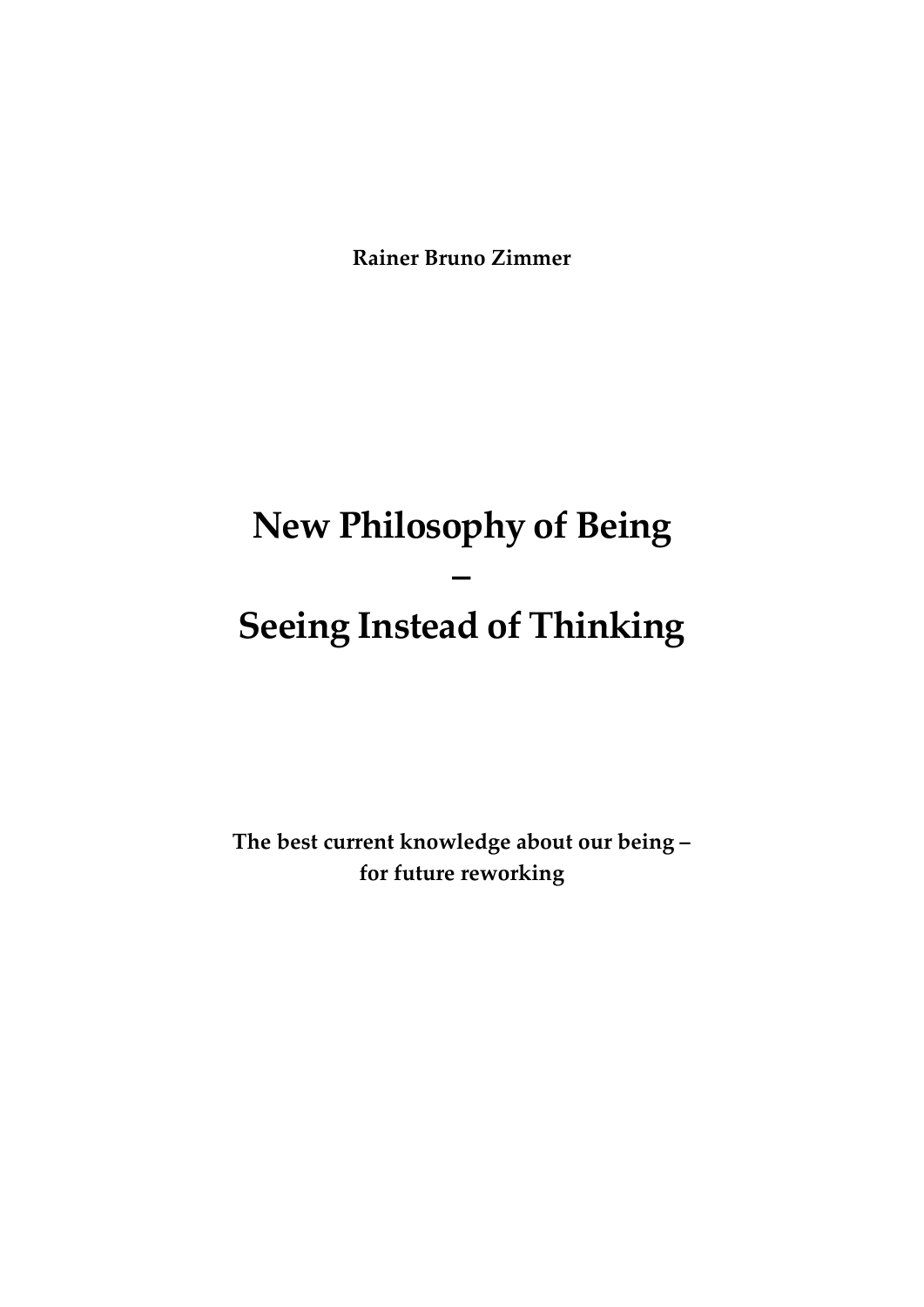**Rainer Bruno Zimmer**

# New Philosophy of Being – Seeing Instead of Thinking

**The best current knowledge about our being – for future reworking**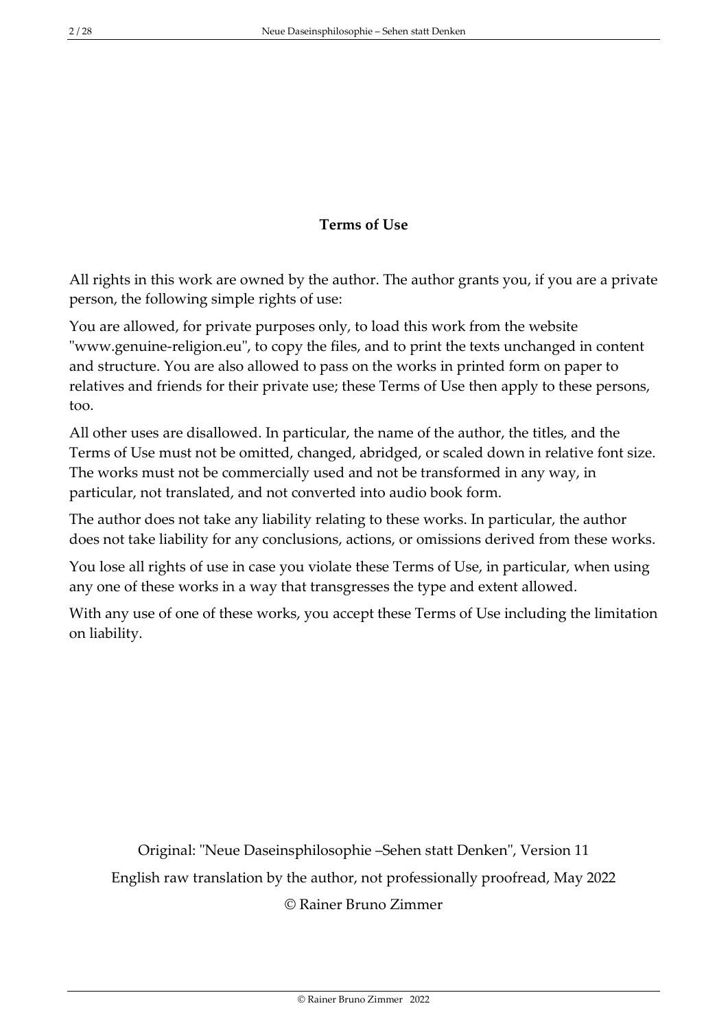**Terms of Use**

All rights in this work are owned by the author. The author grants you, if you are a private person, the following simple rights of use:

You are allowed, for private purposes only, to load this work from the website "www.genuine-religion.eu", to copy the files, and to print the texts unchanged in content and structure. You are also allowed to pass on the works in printed form on paper to relatives and friends for their private use; these Terms of Use then apply to these persons, too.

All other uses are disallowed. In particular, the name of the author, the titles, and the Terms of Use must not be omitted, changed, abridged, or scaled down in relative font size. The works must not be commercially used and not be transformed in any way, in particular, not translated, and not converted into audio book form.

The author does not take any liability relating to these works. In particular, the author does not take liability for any conclusions, actions, or omissions derived from these works.

You lose all rights of use in case you violate these Terms of Use, in particular, when using any one of these works in a way that transgresses the type and extent allowed.

With any use of one of these works, you accept these Terms of Use including the limitation on liability.

Original: "Neue Daseinsphilosophie –Sehen statt Denken", Version 11

English raw translation by the author, not professionally proofread, May 2022

© Rainer Bruno Zimmer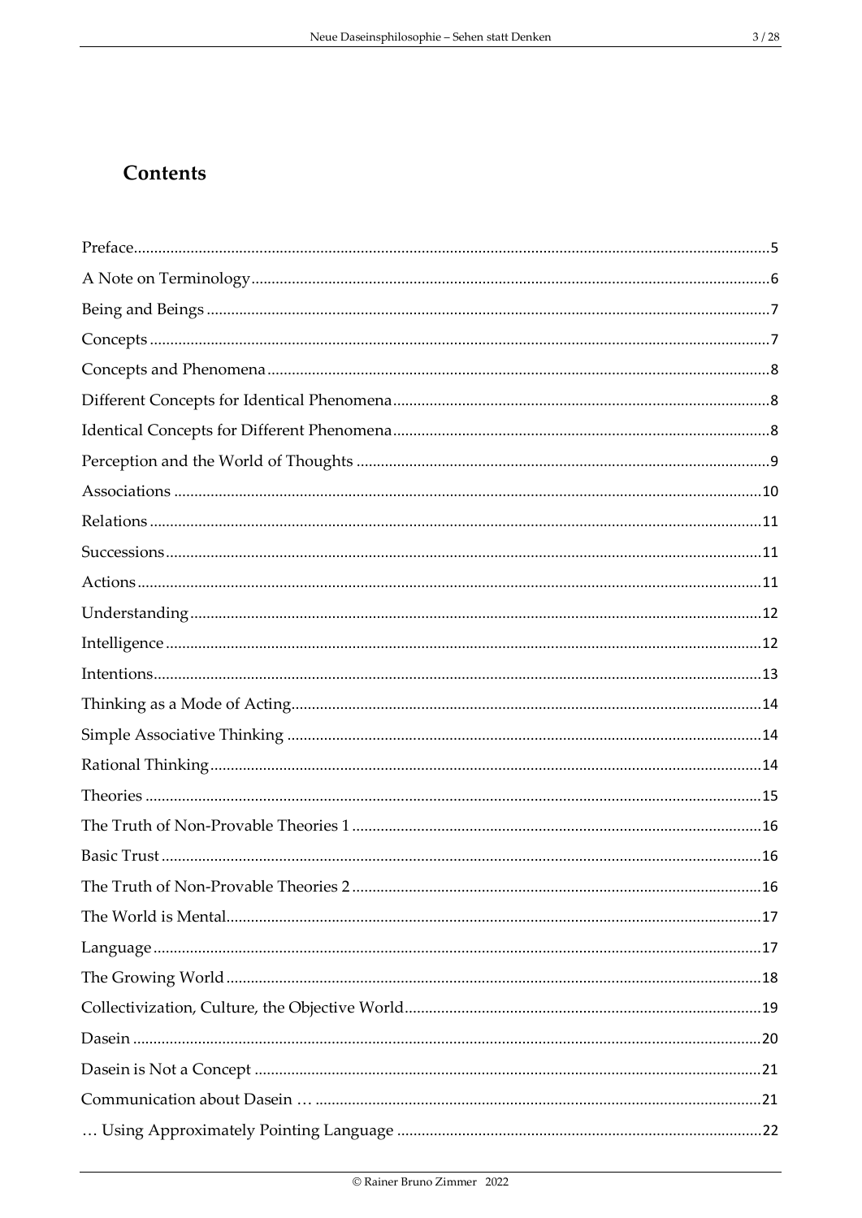## Contents

Preface.....5
A Note on Terminology.....6
Being and Beings.....7
Concepts.....7
Concepts and Phenomena.....8
Different Concepts for Identical Phenomena.....8
Identical Concepts for Different Phenomena.....8
Perception and the World of Thoughts.....9
Associations.....10
Relations.....11
Successions.....11
Actions.....11
Understanding.....12
Intelligence.....12
Intentions.....13
Thinking as a Mode of Acting.....14
Simple Associative Thinking.....14
Rational Thinking.....14
Theories.....15
The Truth of Non-Provable Theories 1.....16
Basic Trust.....16
The Truth of Non-Provable Theories 2.....16
The World is Mental.....17
Language.....17
The Growing World.....18
Collectivization, Culture, the Objective World.....19
Dasein.....20
Dasein is Not a Concept.....21
Communication about Dasein ….....21
… Using Approximately Pointing Language.....22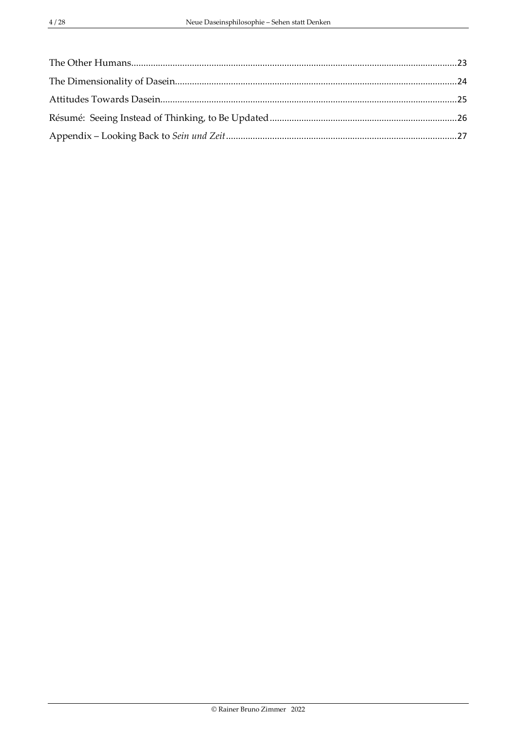The Other Humans.....23

The Dimensionality of Dasein.....24

Attitudes Towards Dasein.....25

Résumé: Seeing Instead of Thinking, to Be Updated.....26

Appendix – Looking Back to *Sein und Zeit*.....27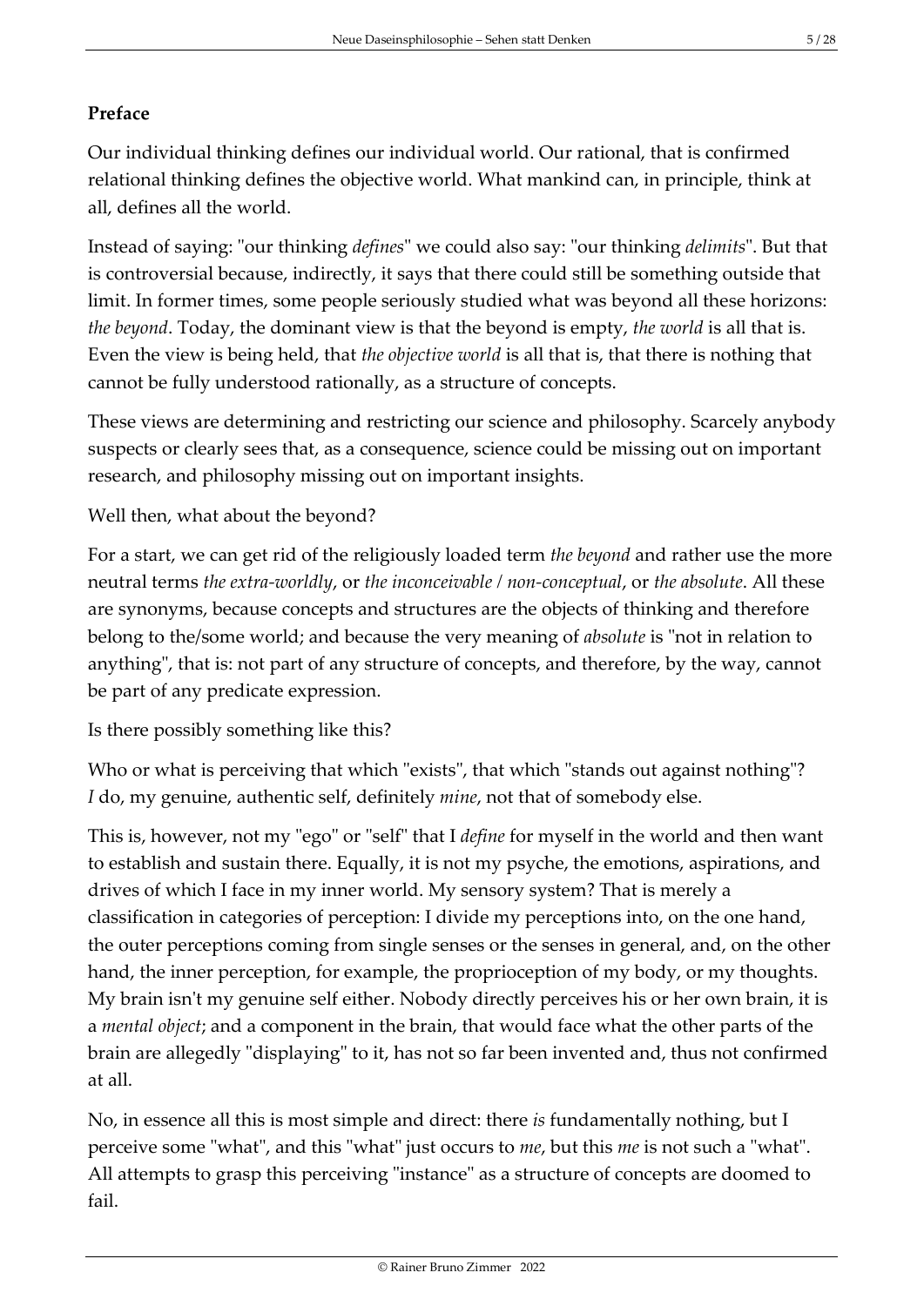**Preface**

Our individual thinking defines our individual world. Our rational, that is confirmed relational thinking defines the objective world. What mankind can, in principle, think at all, defines all the world.

Instead of saying: "our thinking *defines*" we could also say: "our thinking *delimits*". But that is controversial because, indirectly, it says that there could still be something outside that limit. In former times, some people seriously studied what was beyond all these horizons: *the beyond*. Today, the dominant view is that the beyond is empty, *the world* is all that is. Even the view is being held, that *the objective world* is all that is, that there is nothing that cannot be fully understood rationally, as a structure of concepts.

These views are determining and restricting our science and philosophy. Scarcely anybody suspects or clearly sees that, as a consequence, science could be missing out on important research, and philosophy missing out on important insights.

Well then, what about the beyond?

For a start, we can get rid of the religiously loaded term *the beyond* and rather use the more neutral terms *the extra-worldly*, or *the inconceivable / non-conceptual*, or *the absolute*. All these are synonyms, because concepts and structures are the objects of thinking and therefore belong to the/some world; and because the very meaning of *absolute* is "not in relation to anything", that is: not part of any structure of concepts, and therefore, by the way, cannot be part of any predicate expression.

Is there possibly something like this?

Who or what is perceiving that which "exists", that which "stands out against nothing"? *I* do, my genuine, authentic self, definitely *mine*, not that of somebody else.

This is, however, not my "ego" or "self" that I *define* for myself in the world and then want to establish and sustain there. Equally, it is not my psyche, the emotions, aspirations, and drives of which I face in my inner world. My sensory system? That is merely a classification in categories of perception: I divide my perceptions into, on the one hand, the outer perceptions coming from single senses or the senses in general, and, on the other hand, the inner perception, for example, the proprioception of my body, or my thoughts. My brain isn't my genuine self either. Nobody directly perceives his or her own brain, it is a *mental object*; and a component in the brain, that would face what the other parts of the brain are allegedly "displaying" to it, has not so far been invented and, thus not confirmed at all.

No, in essence all this is most simple and direct: there *is* fundamentally nothing, but I perceive some "what", and this "what" just occurs to *me*, but this *me* is not such a "what". All attempts to grasp this perceiving "instance" as a structure of concepts are doomed to fail.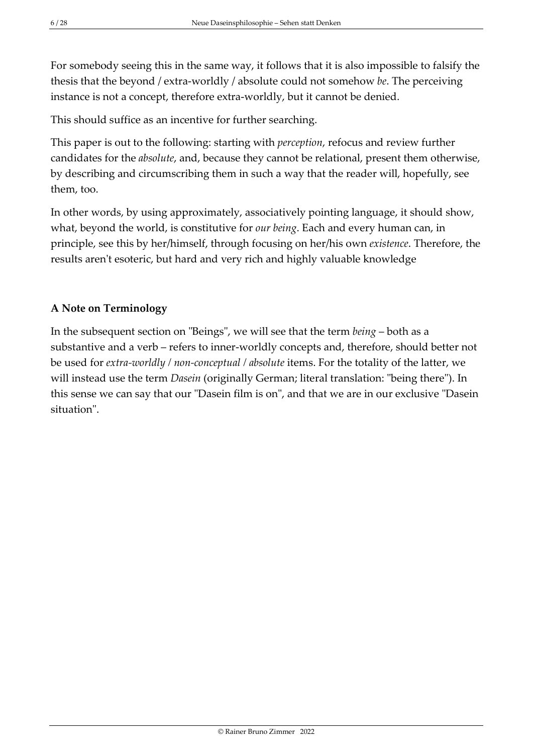For somebody seeing this in the same way, it follows that it is also impossible to falsify the thesis that the beyond / extra-worldly / absolute could not somehow *be*. The perceiving instance is not a concept, therefore extra-worldly, but it cannot be denied.

This should suffice as an incentive for further searching.

This paper is out to the following: starting with *perception*, refocus and review further candidates for the *absolute*, and, because they cannot be relational, present them otherwise, by describing and circumscribing them in such a way that the reader will, hopefully, see them, too.

In other words, by using approximately, associatively pointing language, it should show, what, beyond the world, is constitutive for *our being*. Each and every human can, in principle, see this by her/himself, through focusing on her/his own *existence*. Therefore, the results aren't esoteric, but hard and very rich and highly valuable knowledge

**A Note on Terminology**

In the subsequent section on "Beings", we will see that the term *being* – both as a substantive and a verb – refers to inner-worldly concepts and, therefore, should better not be used for *extra-worldly / non-conceptual / absolute* items. For the totality of the latter, we will instead use the term *Dasein* (originally German; literal translation: "being there"). In this sense we can say that our "Dasein film is on", and that we are in our exclusive "Dasein situation".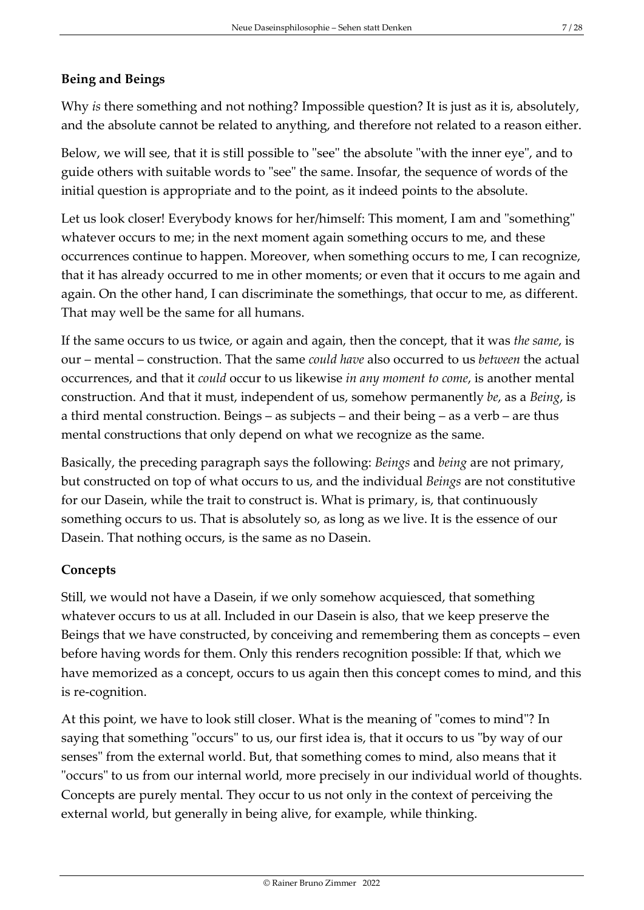**Being and Beings**

Why *is* there something and not nothing? Impossible question? It is just as it is, absolutely, and the absolute cannot be related to anything, and therefore not related to a reason either.

Below, we will see, that it is still possible to "see" the absolute "with the inner eye", and to guide others with suitable words to "see" the same. Insofar, the sequence of words of the initial question is appropriate and to the point, as it indeed points to the absolute.

Let us look closer! Everybody knows for her/himself: This moment, I am and "something" whatever occurs to me; in the next moment again something occurs to me, and these occurrences continue to happen. Moreover, when something occurs to me, I can recognize, that it has already occurred to me in other moments; or even that it occurs to me again and again. On the other hand, I can discriminate the somethings, that occur to me, as different. That may well be the same for all humans.

If the same occurs to us twice, or again and again, then the concept, that it was *the same*, is our – mental – construction. That the same *could have* also occurred to us *between* the actual occurrences, and that it *could* occur to us likewise *in any moment to come*, is another mental construction. And that it must, independent of us, somehow permanently *be*, as a *Being*, is a third mental construction. Beings – as subjects – and their being – as a verb – are thus mental constructions that only depend on what we recognize as the same.

Basically, the preceding paragraph says the following: *Beings* and *being* are not primary, but constructed on top of what occurs to us, and the individual *Beings* are not constitutive for our Dasein, while the trait to construct is. What is primary, is, that continuously something occurs to us. That is absolutely so, as long as we live. It is the essence of our Dasein. That nothing occurs, is the same as no Dasein.

**Concepts**

Still, we would not have a Dasein, if we only somehow acquiesced, that something whatever occurs to us at all. Included in our Dasein is also, that we keep preserve the Beings that we have constructed, by conceiving and remembering them as concepts – even before having words for them. Only this renders recognition possible: If that, which we have memorized as a concept, occurs to us again then this concept comes to mind, and this is re-cognition.

At this point, we have to look still closer. What is the meaning of "comes to mind"? In saying that something "occurs" to us, our first idea is, that it occurs to us "by way of our senses" from the external world. But, that something comes to mind, also means that it "occurs" to us from our internal world, more precisely in our individual world of thoughts. Concepts are purely mental. They occur to us not only in the context of perceiving the external world, but generally in being alive, for example, while thinking.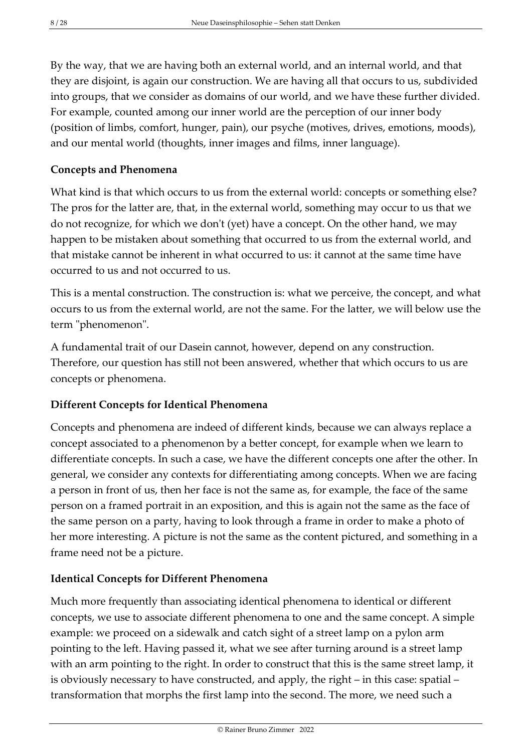By the way, that we are having both an external world, and an internal world, and that they are disjoint, is again our construction. We are having all that occurs to us, subdivided into groups, that we consider as domains of our world, and we have these further divided. For example, counted among our inner world are the perception of our inner body (position of limbs, comfort, hunger, pain), our psyche (motives, drives, emotions, moods), and our mental world (thoughts, inner images and films, inner language).

### Concepts and Phenomena

What kind is that which occurs to us from the external world: concepts or something else? The pros for the latter are, that, in the external world, something may occur to us that we do not recognize, for which we don't (yet) have a concept. On the other hand, we may happen to be mistaken about something that occurred to us from the external world, and that mistake cannot be inherent in what occurred to us: it cannot at the same time have occurred to us and not occurred to us.

This is a mental construction. The construction is: what we perceive, the concept, and what occurs to us from the external world, are not the same. For the latter, we will below use the term "phenomenon".

A fundamental trait of our Dasein cannot, however, depend on any construction. Therefore, our question has still not been answered, whether that which occurs to us are concepts or phenomena.

### Different Concepts for Identical Phenomena

Concepts and phenomena are indeed of different kinds, because we can always replace a concept associated to a phenomenon by a better concept, for example when we learn to differentiate concepts. In such a case, we have the different concepts one after the other. In general, we consider any contexts for differentiating among concepts. When we are facing a person in front of us, then her face is not the same as, for example, the face of the same person on a framed portrait in an exposition, and this is again not the same as the face of the same person on a party, having to look through a frame in order to make a photo of her more interesting. A picture is not the same as the content pictured, and something in a frame need not be a picture.

### Identical Concepts for Different Phenomena

Much more frequently than associating identical phenomena to identical or different concepts, we use to associate different phenomena to one and the same concept. A simple example: we proceed on a sidewalk and catch sight of a street lamp on a pylon arm pointing to the left. Having passed it, what we see after turning around is a street lamp with an arm pointing to the right. In order to construct that this is the same street lamp, it is obviously necessary to have constructed, and apply, the right – in this case: spatial – transformation that morphs the first lamp into the second. The more, we need such a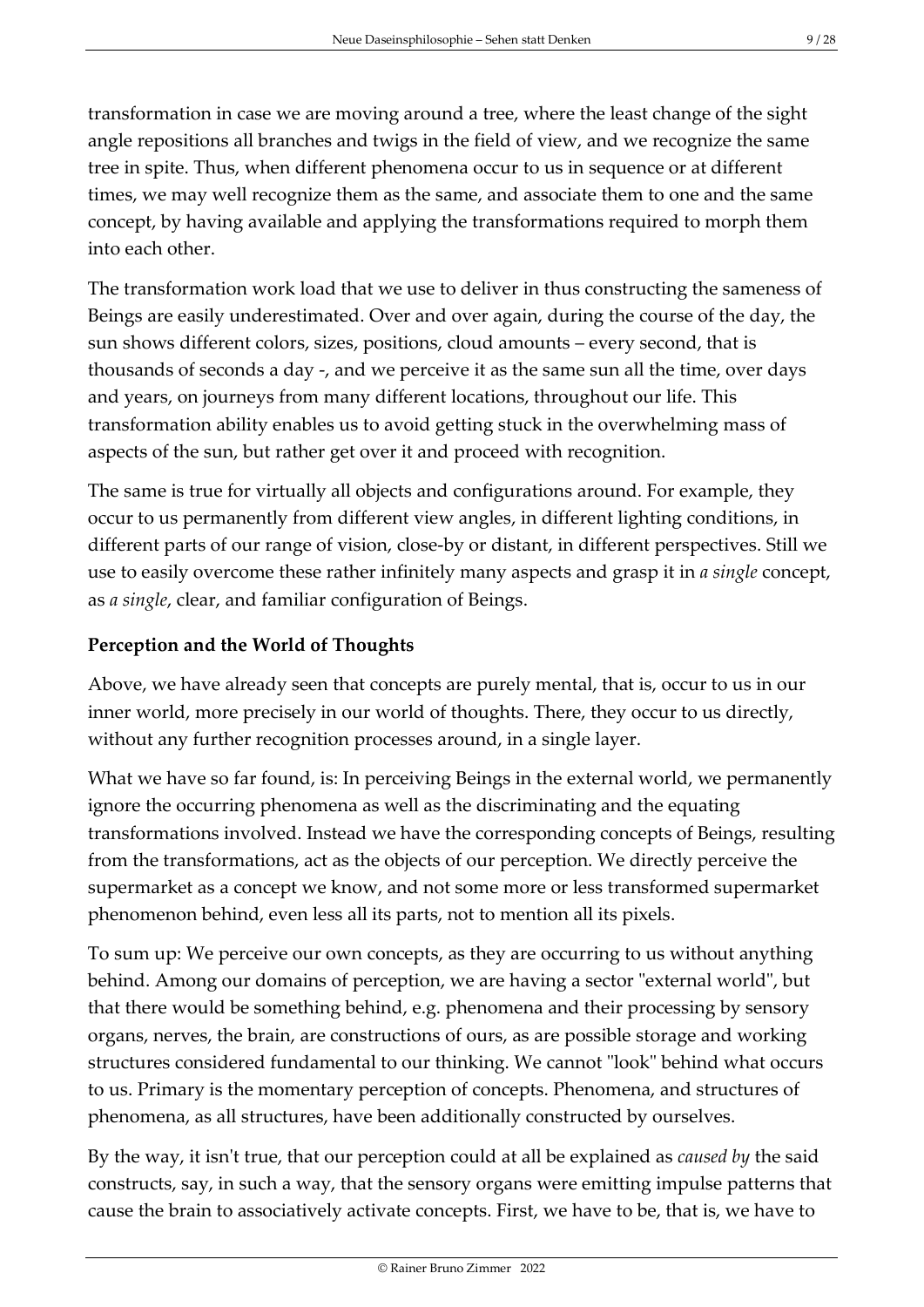transformation in case we are moving around a tree, where the least change of the sight angle repositions all branches and twigs in the field of view, and we recognize the same tree in spite. Thus, when different phenomena occur to us in sequence or at different times, we may well recognize them as the same, and associate them to one and the same concept, by having available and applying the transformations required to morph them into each other.

The transformation work load that we use to deliver in thus constructing the sameness of Beings are easily underestimated. Over and over again, during the course of the day, the sun shows different colors, sizes, positions, cloud amounts – every second, that is thousands of seconds a day -, and we perceive it as the same sun all the time, over days and years, on journeys from many different locations, throughout our life. This transformation ability enables us to avoid getting stuck in the overwhelming mass of aspects of the sun, but rather get over it and proceed with recognition.

The same is true for virtually all objects and configurations around. For example, they occur to us permanently from different view angles, in different lighting conditions, in different parts of our range of vision, close-by or distant, in different perspectives. Still we use to easily overcome these rather infinitely many aspects and grasp it in *a single* concept, as *a single*, clear, and familiar configuration of Beings.

**Perception and the World of Thoughts**

Above, we have already seen that concepts are purely mental, that is, occur to us in our inner world, more precisely in our world of thoughts. There, they occur to us directly, without any further recognition processes around, in a single layer.

What we have so far found, is: In perceiving Beings in the external world, we permanently ignore the occurring phenomena as well as the discriminating and the equating transformations involved. Instead we have the corresponding concepts of Beings, resulting from the transformations, act as the objects of our perception. We directly perceive the supermarket as a concept we know, and not some more or less transformed supermarket phenomenon behind, even less all its parts, not to mention all its pixels.

To sum up: We perceive our own concepts, as they are occurring to us without anything behind. Among our domains of perception, we are having a sector "external world", but that there would be something behind, e.g. phenomena and their processing by sensory organs, nerves, the brain, are constructions of ours, as are possible storage and working structures considered fundamental to our thinking. We cannot "look" behind what occurs to us. Primary is the momentary perception of concepts. Phenomena, and structures of phenomena, as all structures, have been additionally constructed by ourselves.

By the way, it isn't true, that our perception could at all be explained as *caused by* the said constructs, say, in such a way, that the sensory organs were emitting impulse patterns that cause the brain to associatively activate concepts. First, we have to be, that is, we have to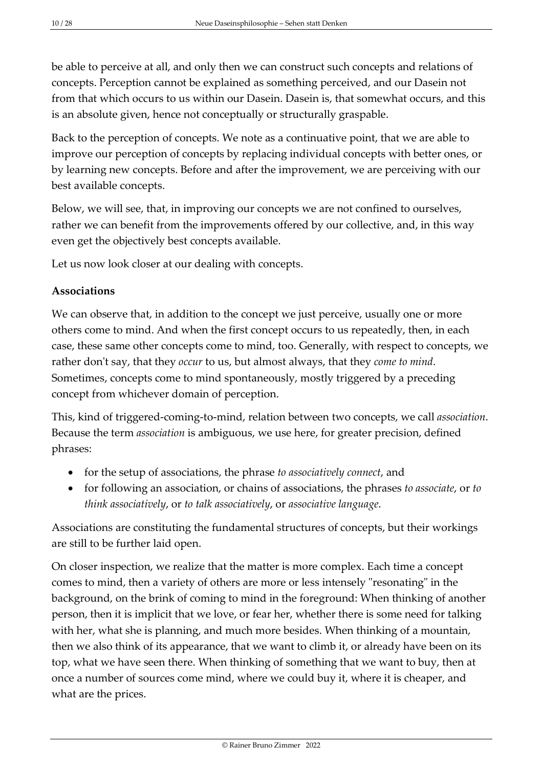be able to perceive at all, and only then we can construct such concepts and relations of concepts. Perception cannot be explained as something perceived, and our Dasein not from that which occurs to us within our Dasein. Dasein is, that somewhat occurs, and this is an absolute given, hence not conceptually or structurally graspable.

Back to the perception of concepts. We note as a continuative point, that we are able to improve our perception of concepts by replacing individual concepts with better ones, or by learning new concepts. Before and after the improvement, we are perceiving with our best available concepts.

Below, we will see, that, in improving our concepts we are not confined to ourselves, rather we can benefit from the improvements offered by our collective, and, in this way even get the objectively best concepts available.

Let us now look closer at our dealing with concepts.

**Associations**

We can observe that, in addition to the concept we just perceive, usually one or more others come to mind. And when the first concept occurs to us repeatedly, then, in each case, these same other concepts come to mind, too. Generally, with respect to concepts, we rather don't say, that they *occur* to us, but almost always, that they *come to mind*. Sometimes, concepts come to mind spontaneously, mostly triggered by a preceding concept from whichever domain of perception.

This, kind of triggered-coming-to-mind, relation between two concepts, we call *association*. Because the term *association* is ambiguous, we use here, for greater precision, defined phrases:

- for the setup of associations, the phrase *to associatively connect*, and
- for following an association, or chains of associations, the phrases *to associate*, or *to think associatively*, or *to talk associatively*, or *associative language*.

Associations are constituting the fundamental structures of concepts, but their workings are still to be further laid open.

On closer inspection, we realize that the matter is more complex. Each time a concept comes to mind, then a variety of others are more or less intensely "resonating" in the background, on the brink of coming to mind in the foreground: When thinking of another person, then it is implicit that we love, or fear her, whether there is some need for talking with her, what she is planning, and much more besides. When thinking of a mountain, then we also think of its appearance, that we want to climb it, or already have been on its top, what we have seen there. When thinking of something that we want to buy, then at once a number of sources come mind, where we could buy it, where it is cheaper, and what are the prices.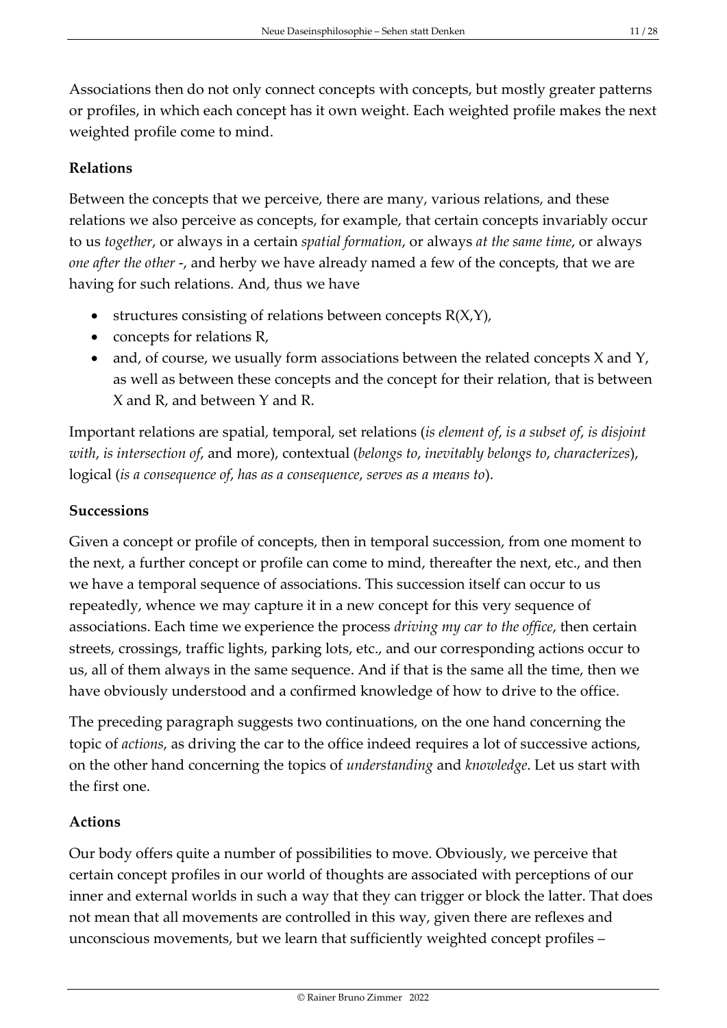Associations then do not only connect concepts with concepts, but mostly greater patterns or profiles, in which each concept has it own weight. Each weighted profile makes the next weighted profile come to mind.

**Relations**

Between the concepts that we perceive, there are many, various relations, and these relations we also perceive as concepts, for example, that certain concepts invariably occur to us *together*, or always in a certain *spatial formation*, or always *at the same time*, or always *one after the other* -, and herby we have already named a few of the concepts, that we are having for such relations. And, thus we have

- structures consisting of relations between concepts R(X,Y),
- concepts for relations R,
- and, of course, we usually form associations between the related concepts X and Y, as well as between these concepts and the concept for their relation, that is between X and R, and between Y and R.

Important relations are spatial, temporal, set relations (*is element of*, *is a subset of*, *is disjoint with*, *is intersection of*, and more), contextual (*belongs to*, *inevitably belongs to*, *characterizes*), logical (*is a consequence of*, *has as a consequence*, *serves as a means to*).

**Successions**

Given a concept or profile of concepts, then in temporal succession, from one moment to the next, a further concept or profile can come to mind, thereafter the next, etc., and then we have a temporal sequence of associations. This succession itself can occur to us repeatedly, whence we may capture it in a new concept for this very sequence of associations. Each time we experience the process *driving my car to the office*, then certain streets, crossings, traffic lights, parking lots, etc., and our corresponding actions occur to us, all of them always in the same sequence. And if that is the same all the time, then we have obviously understood and a confirmed knowledge of how to drive to the office.

The preceding paragraph suggests two continuations, on the one hand concerning the topic of *actions*, as driving the car to the office indeed requires a lot of successive actions, on the other hand concerning the topics of *understanding* and *knowledge*. Let us start with the first one.

**Actions**

Our body offers quite a number of possibilities to move. Obviously, we perceive that certain concept profiles in our world of thoughts are associated with perceptions of our inner and external worlds in such a way that they can trigger or block the latter. That does not mean that all movements are controlled in this way, given there are reflexes and unconscious movements, but we learn that sufficiently weighted concept profiles –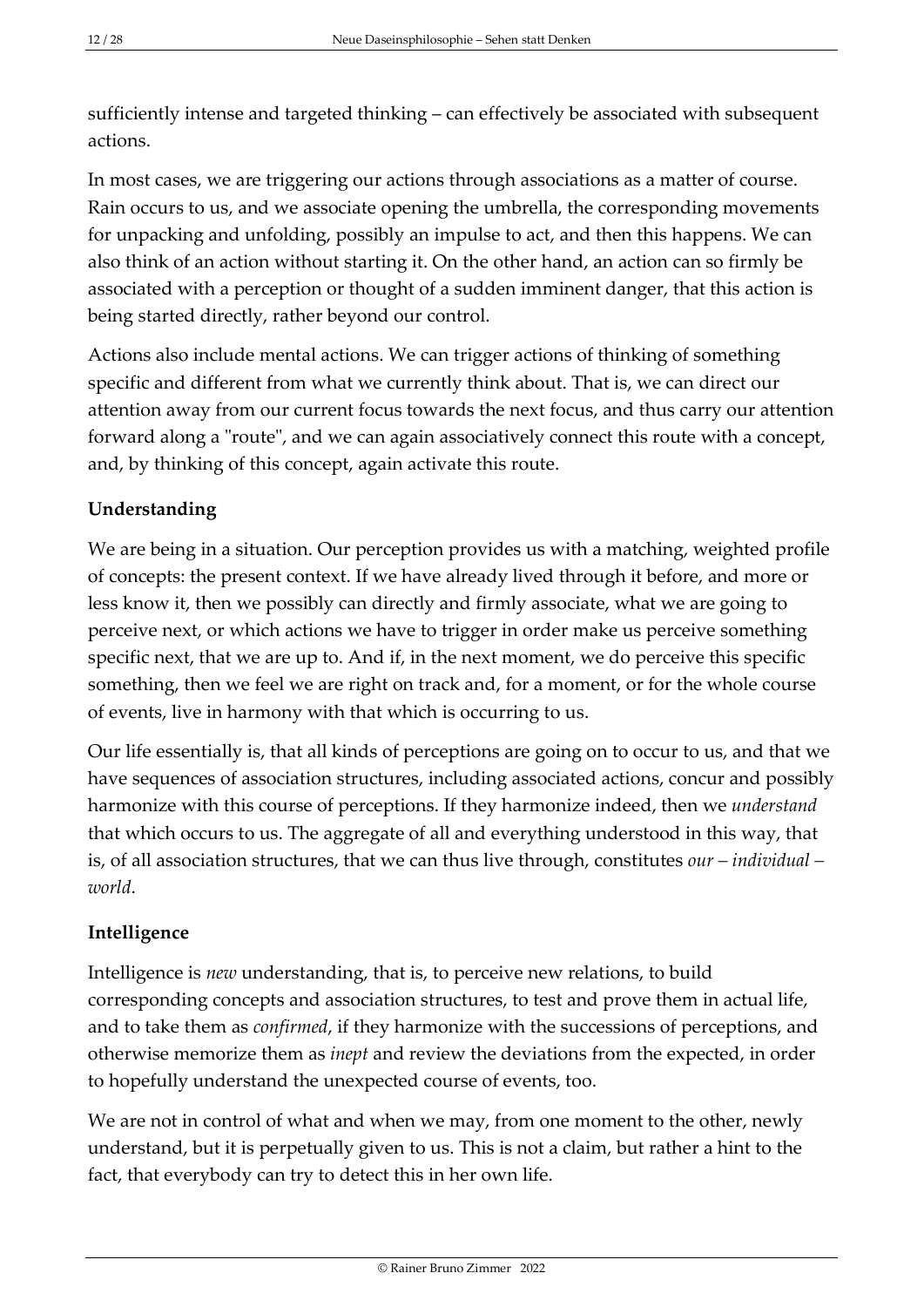sufficiently intense and targeted thinking – can effectively be associated with subsequent actions.

In most cases, we are triggering our actions through associations as a matter of course. Rain occurs to us, and we associate opening the umbrella, the corresponding movements for unpacking and unfolding, possibly an impulse to act, and then this happens. We can also think of an action without starting it. On the other hand, an action can so firmly be associated with a perception or thought of a sudden imminent danger, that this action is being started directly, rather beyond our control.

Actions also include mental actions. We can trigger actions of thinking of something specific and different from what we currently think about. That is, we can direct our attention away from our current focus towards the next focus, and thus carry our attention forward along a "route", and we can again associatively connect this route with a concept, and, by thinking of this concept, again activate this route.

**Understanding**

We are being in a situation. Our perception provides us with a matching, weighted profile of concepts: the present context. If we have already lived through it before, and more or less know it, then we possibly can directly and firmly associate, what we are going to perceive next, or which actions we have to trigger in order make us perceive something specific next, that we are up to. And if, in the next moment, we do perceive this specific something, then we feel we are right on track and, for a moment, or for the whole course of events, live in harmony with that which is occurring to us.

Our life essentially is, that all kinds of perceptions are going on to occur to us, and that we have sequences of association structures, including associated actions, concur and possibly harmonize with this course of perceptions. If they harmonize indeed, then we *understand* that which occurs to us. The aggregate of all and everything understood in this way, that is, of all association structures, that we can thus live through, constitutes *our – individual – world*.

**Intelligence**

Intelligence is *new* understanding, that is, to perceive new relations, to build corresponding concepts and association structures, to test and prove them in actual life, and to take them as *confirmed*, if they harmonize with the successions of perceptions, and otherwise memorize them as *inept* and review the deviations from the expected, in order to hopefully understand the unexpected course of events, too.

We are not in control of what and when we may, from one moment to the other, newly understand, but it is perpetually given to us. This is not a claim, but rather a hint to the fact, that everybody can try to detect this in her own life.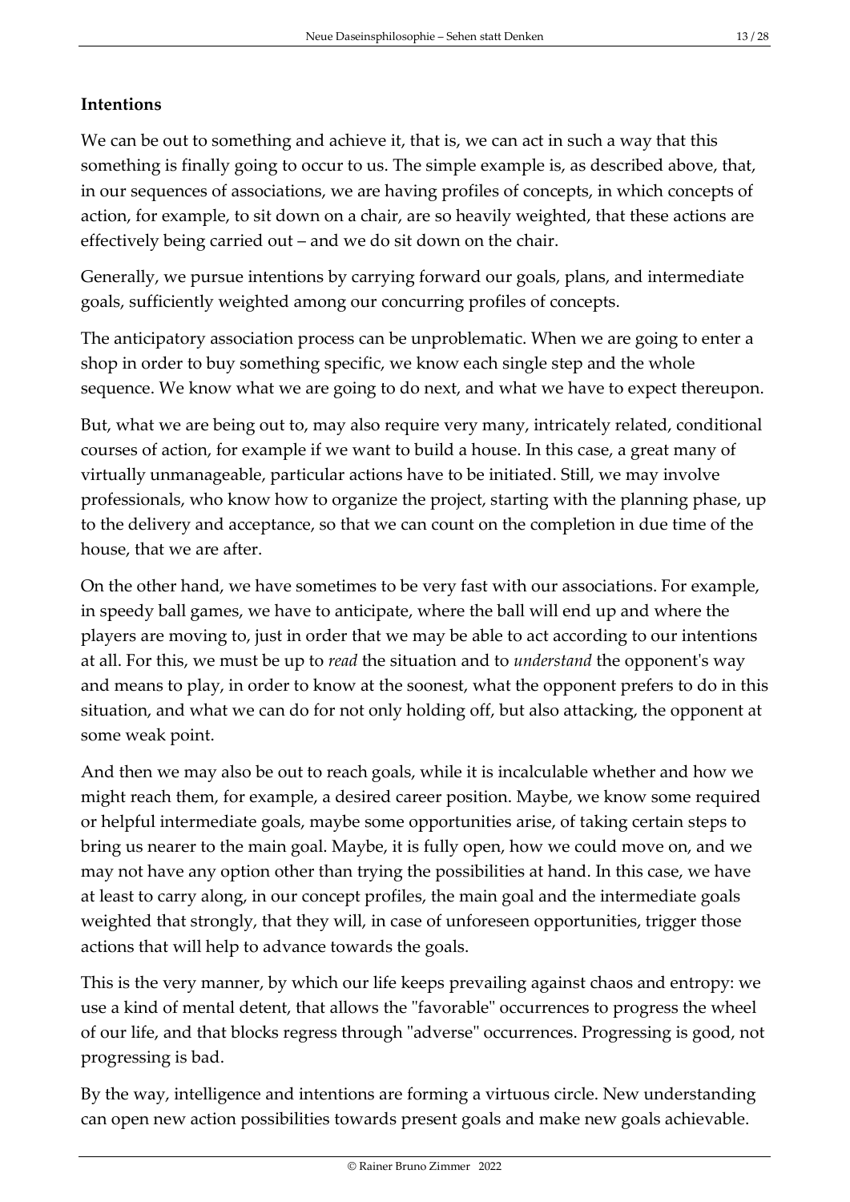**Intentions**

We can be out to something and achieve it, that is, we can act in such a way that this something is finally going to occur to us. The simple example is, as described above, that, in our sequences of associations, we are having profiles of concepts, in which concepts of action, for example, to sit down on a chair, are so heavily weighted, that these actions are effectively being carried out – and we do sit down on the chair.

Generally, we pursue intentions by carrying forward our goals, plans, and intermediate goals, sufficiently weighted among our concurring profiles of concepts.

The anticipatory association process can be unproblematic. When we are going to enter a shop in order to buy something specific, we know each single step and the whole sequence. We know what we are going to do next, and what we have to expect thereupon.

But, what we are being out to, may also require very many, intricately related, conditional courses of action, for example if we want to build a house. In this case, a great many of virtually unmanageable, particular actions have to be initiated. Still, we may involve professionals, who know how to organize the project, starting with the planning phase, up to the delivery and acceptance, so that we can count on the completion in due time of the house, that we are after.

On the other hand, we have sometimes to be very fast with our associations. For example, in speedy ball games, we have to anticipate, where the ball will end up and where the players are moving to, just in order that we may be able to act according to our intentions at all. For this, we must be up to *read* the situation and to *understand* the opponent's way and means to play, in order to know at the soonest, what the opponent prefers to do in this situation, and what we can do for not only holding off, but also attacking, the opponent at some weak point.

And then we may also be out to reach goals, while it is incalculable whether and how we might reach them, for example, a desired career position. Maybe, we know some required or helpful intermediate goals, maybe some opportunities arise, of taking certain steps to bring us nearer to the main goal. Maybe, it is fully open, how we could move on, and we may not have any option other than trying the possibilities at hand. In this case, we have at least to carry along, in our concept profiles, the main goal and the intermediate goals weighted that strongly, that they will, in case of unforeseen opportunities, trigger those actions that will help to advance towards the goals.

This is the very manner, by which our life keeps prevailing against chaos and entropy: we use a kind of mental detent, that allows the "favorable" occurrences to progress the wheel of our life, and that blocks regress through "adverse" occurrences. Progressing is good, not progressing is bad.

By the way, intelligence and intentions are forming a virtuous circle. New understanding can open new action possibilities towards present goals and make new goals achievable.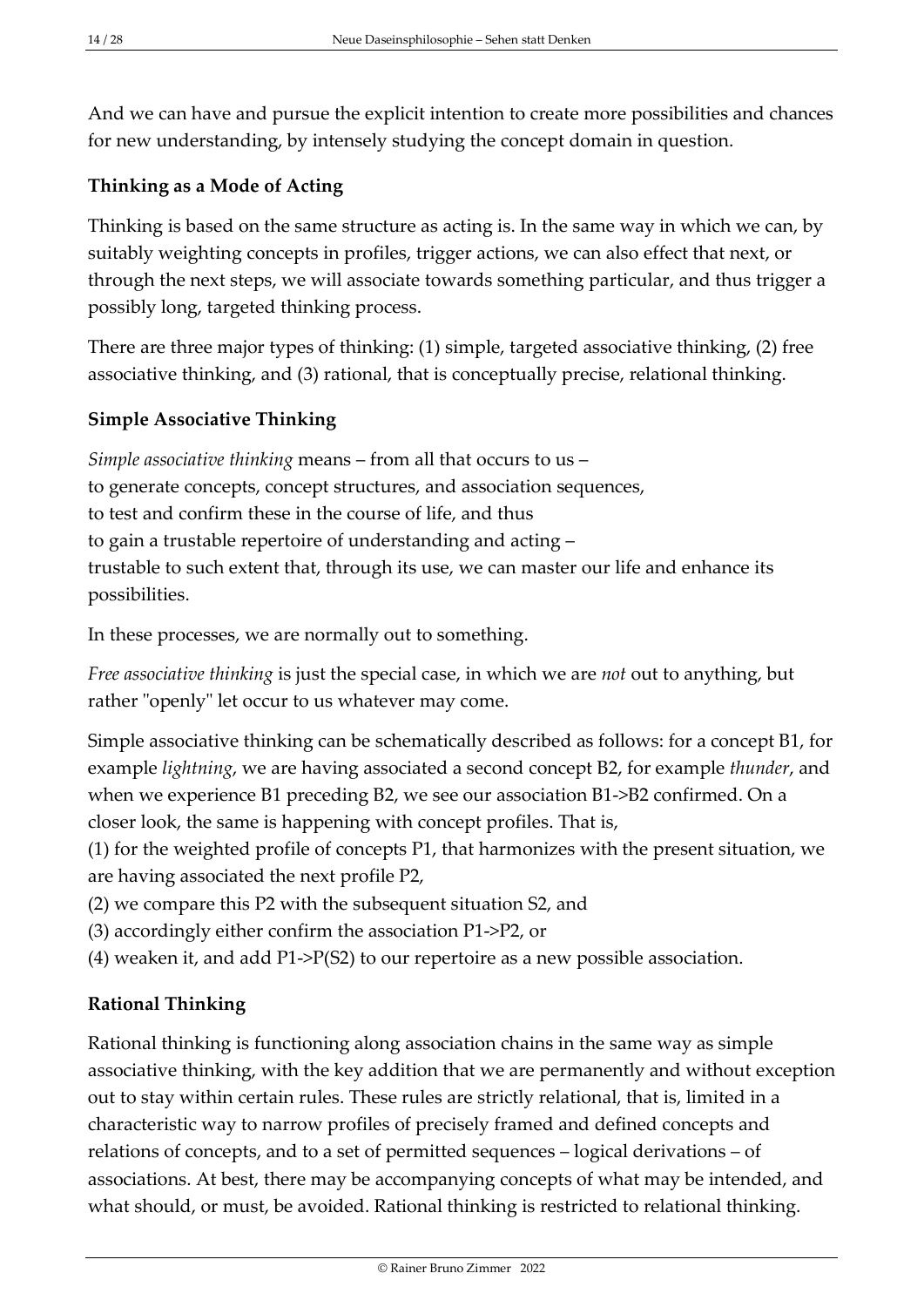And we can have and pursue the explicit intention to create more possibilities and chances for new understanding, by intensely studying the concept domain in question.

### Thinking as a Mode of Acting

Thinking is based on the same structure as acting is. In the same way in which we can, by suitably weighting concepts in profiles, trigger actions, we can also effect that next, or through the next steps, we will associate towards something particular, and thus trigger a possibly long, targeted thinking process.

There are three major types of thinking: (1) simple, targeted associative thinking, (2) free associative thinking, and (3) rational, that is conceptually precise, relational thinking.

### Simple Associative Thinking

*Simple associative thinking* means – from all that occurs to us –  
to generate concepts, concept structures, and association sequences,  
to test and confirm these in the course of life, and thus  
to gain a trustable repertoire of understanding and acting –  
trustable to such extent that, through its use, we can master our life and enhance its possibilities.

In these processes, we are normally out to something.

*Free associative thinking* is just the special case, in which we are *not* out to anything, but rather "openly" let occur to us whatever may come.

Simple associative thinking can be schematically described as follows: for a concept B1, for example *lightning*, we are having associated a second concept B2, for example *thunder*, and when we experience B1 preceding B2, we see our association B1->B2 confirmed. On a closer look, the same is happening with concept profiles. That is,  
(1) for the weighted profile of concepts P1, that harmonizes with the present situation, we are having associated the next profile P2,  
(2) we compare this P2 with the subsequent situation S2, and  
(3) accordingly either confirm the association P1->P2, or  
(4) weaken it, and add P1->P(S2) to our repertoire as a new possible association.

### Rational Thinking

Rational thinking is functioning along association chains in the same way as simple associative thinking, with the key addition that we are permanently and without exception out to stay within certain rules. These rules are strictly relational, that is, limited in a characteristic way to narrow profiles of precisely framed and defined concepts and relations of concepts, and to a set of permitted sequences – logical derivations – of associations. At best, there may be accompanying concepts of what may be intended, and what should, or must, be avoided. Rational thinking is restricted to relational thinking.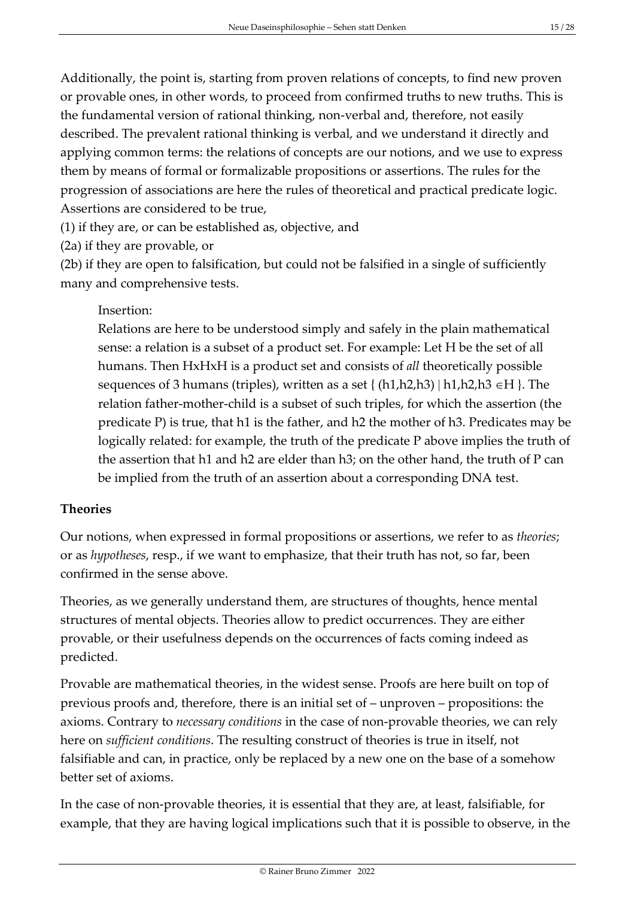Additionally, the point is, starting from proven relations of concepts, to find new proven or provable ones, in other words, to proceed from confirmed truths to new truths. This is the fundamental version of rational thinking, non-verbal and, therefore, not easily described. The prevalent rational thinking is verbal, and we understand it directly and applying common terms: the relations of concepts are our notions, and we use to express them by means of formal or formalizable propositions or assertions. The rules for the progression of associations are here the rules of theoretical and practical predicate logic. Assertions are considered to be true,

(1) if they are, or can be established as, objective, and

(2a) if they are provable, or

(2b) if they are open to falsification, but could not be falsified in a single of sufficiently many and comprehensive tests.

> Insertion:
>
> Relations are here to be understood simply and safely in the plain mathematical sense: a relation is a subset of a product set. For example: Let H be the set of all humans. Then HxHxH is a product set and consists of *all* theoretically possible sequences of 3 humans (triples), written as a set $\{ (h1,h2,h3) \mid h1,h2,h3 \in H \}$. The relation father-mother-child is a subset of such triples, for which the assertion (the predicate P) is true, that h1 is the father, and h2 the mother of h3. Predicates may be logically related: for example, the truth of the predicate P above implies the truth of the assertion that h1 and h2 are elder than h3; on the other hand, the truth of P can be implied from the truth of an assertion about a corresponding DNA test.

**Theories**

Our notions, when expressed in formal propositions or assertions, we refer to as *theories*; or as *hypotheses*, resp., if we want to emphasize, that their truth has not, so far, been confirmed in the sense above.

Theories, as we generally understand them, are structures of thoughts, hence mental structures of mental objects. Theories allow to predict occurrences. They are either provable, or their usefulness depends on the occurrences of facts coming indeed as predicted.

Provable are mathematical theories, in the widest sense. Proofs are here built on top of previous proofs and, therefore, there is an initial set of – unproven – propositions: the axioms. Contrary to *necessary conditions* in the case of non-provable theories, we can rely here on *sufficient conditions*. The resulting construct of theories is true in itself, not falsifiable and can, in practice, only be replaced by a new one on the base of a somehow better set of axioms.

In the case of non-provable theories, it is essential that they are, at least, falsifiable, for example, that they are having logical implications such that it is possible to observe, in the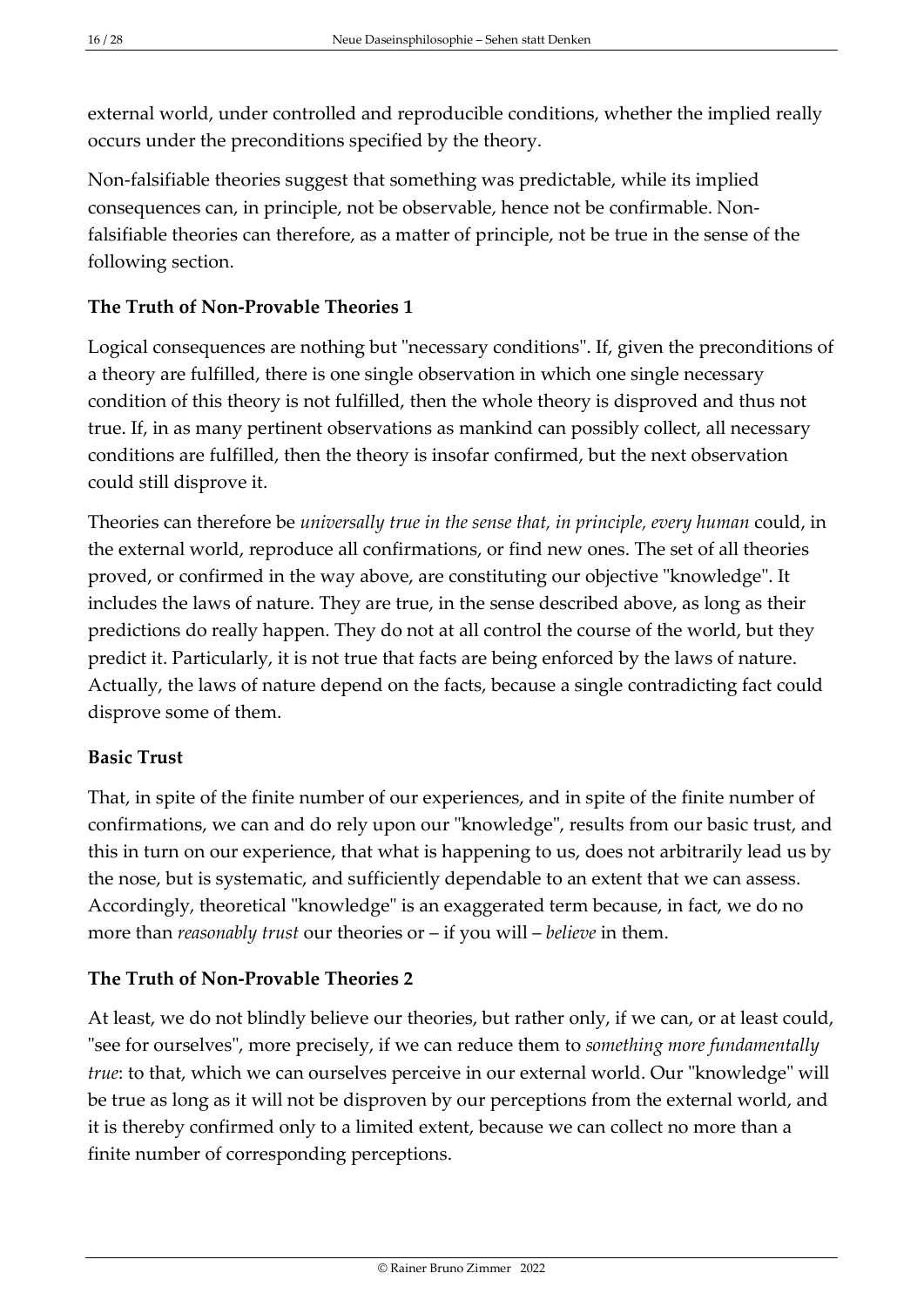external world, under controlled and reproducible conditions, whether the implied really occurs under the preconditions specified by the theory.

Non-falsifiable theories suggest that something was predictable, while its implied consequences can, in principle, not be observable, hence not be confirmable. Non-falsifiable theories can therefore, as a matter of principle, not be true in the sense of the following section.

### The Truth of Non-Provable Theories 1

Logical consequences are nothing but "necessary conditions". If, given the preconditions of a theory are fulfilled, there is one single observation in which one single necessary condition of this theory is not fulfilled, then the whole theory is disproved and thus not true. If, in as many pertinent observations as mankind can possibly collect, all necessary conditions are fulfilled, then the theory is insofar confirmed, but the next observation could still disprove it.

Theories can therefore be *universally true in the sense that, in principle, every human* could, in the external world, reproduce all confirmations, or find new ones. The set of all theories proved, or confirmed in the way above, are constituting our objective "knowledge". It includes the laws of nature. They are true, in the sense described above, as long as their predictions do really happen. They do not at all control the course of the world, but they predict it. Particularly, it is not true that facts are being enforced by the laws of nature. Actually, the laws of nature depend on the facts, because a single contradicting fact could disprove some of them.

### Basic Trust

That, in spite of the finite number of our experiences, and in spite of the finite number of confirmations, we can and do rely upon our "knowledge", results from our basic trust, and this in turn on our experience, that what is happening to us, does not arbitrarily lead us by the nose, but is systematic, and sufficiently dependable to an extent that we can assess. Accordingly, theoretical "knowledge" is an exaggerated term because, in fact, we do no more than *reasonably trust* our theories or – if you will – *believe* in them.

### The Truth of Non-Provable Theories 2

At least, we do not blindly believe our theories, but rather only, if we can, or at least could, "see for ourselves", more precisely, if we can reduce them to *something more fundamentally true*: to that, which we can ourselves perceive in our external world. Our "knowledge" will be true as long as it will not be disproven by our perceptions from the external world, and it is thereby confirmed only to a limited extent, because we can collect no more than a finite number of corresponding perceptions.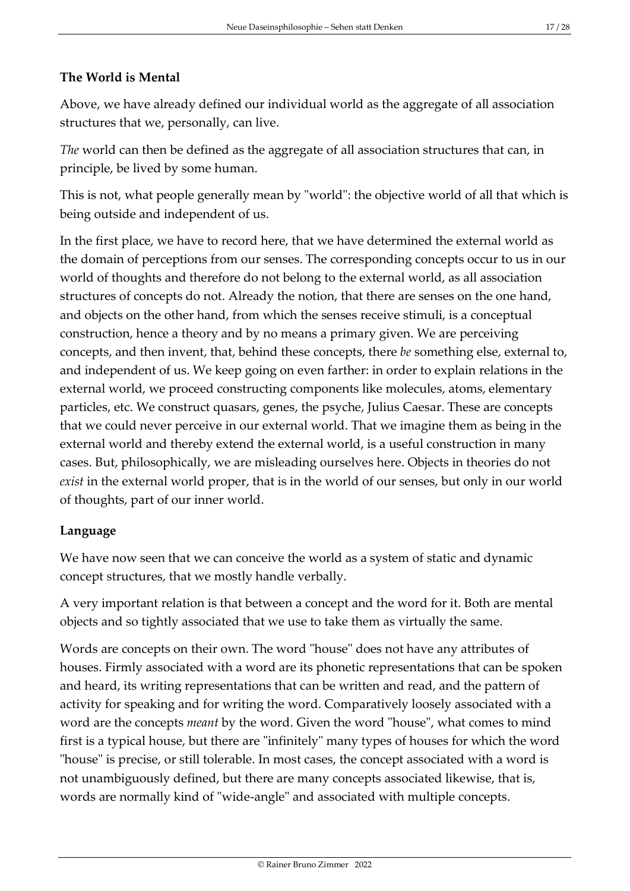**The World is Mental**

Above, we have already defined our individual world as the aggregate of all association structures that we, personally, can live.

*The* world can then be defined as the aggregate of all association structures that can, in principle, be lived by some human.

This is not, what people generally mean by "world": the objective world of all that which is being outside and independent of us.

In the first place, we have to record here, that we have determined the external world as the domain of perceptions from our senses. The corresponding concepts occur to us in our world of thoughts and therefore do not belong to the external world, as all association structures of concepts do not. Already the notion, that there are senses on the one hand, and objects on the other hand, from which the senses receive stimuli, is a conceptual construction, hence a theory and by no means a primary given. We are perceiving concepts, and then invent, that, behind these concepts, there *be* something else, external to, and independent of us. We keep going on even farther: in order to explain relations in the external world, we proceed constructing components like molecules, atoms, elementary particles, etc. We construct quasars, genes, the psyche, Julius Caesar. These are concepts that we could never perceive in our external world. That we imagine them as being in the external world and thereby extend the external world, is a useful construction in many cases. But, philosophically, we are misleading ourselves here. Objects in theories do not *exist* in the external world proper, that is in the world of our senses, but only in our world of thoughts, part of our inner world.

**Language**

We have now seen that we can conceive the world as a system of static and dynamic concept structures, that we mostly handle verbally.

A very important relation is that between a concept and the word for it. Both are mental objects and so tightly associated that we use to take them as virtually the same.

Words are concepts on their own. The word "house" does not have any attributes of houses. Firmly associated with a word are its phonetic representations that can be spoken and heard, its writing representations that can be written and read, and the pattern of activity for speaking and for writing the word. Comparatively loosely associated with a word are the concepts *meant* by the word. Given the word "house", what comes to mind first is a typical house, but there are "infinitely" many types of houses for which the word "house" is precise, or still tolerable. In most cases, the concept associated with a word is not unambiguously defined, but there are many concepts associated likewise, that is, words are normally kind of "wide-angle" and associated with multiple concepts.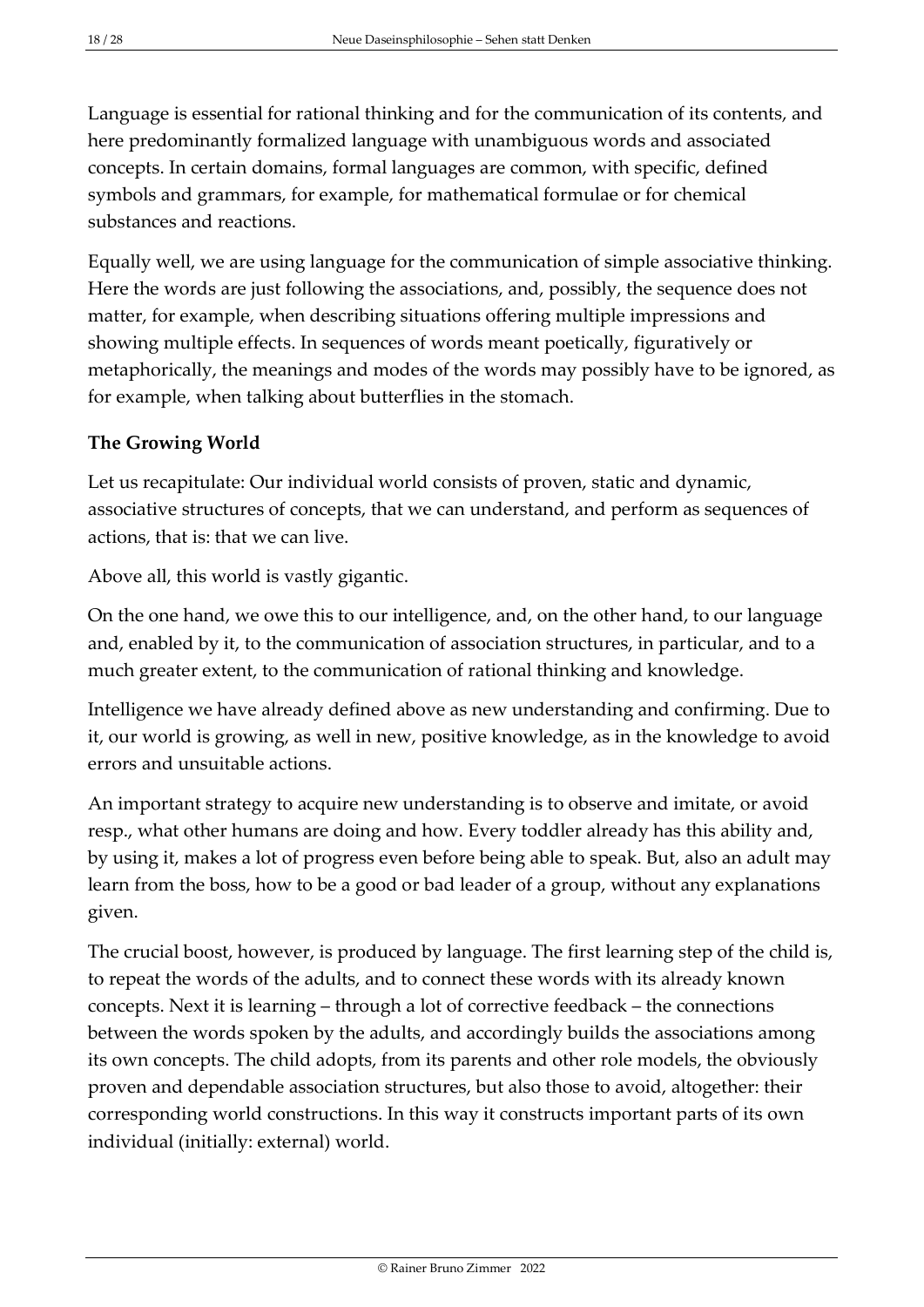Language is essential for rational thinking and for the communication of its contents, and here predominantly formalized language with unambiguous words and associated concepts. In certain domains, formal languages are common, with specific, defined symbols and grammars, for example, for mathematical formulae or for chemical substances and reactions.

Equally well, we are using language for the communication of simple associative thinking. Here the words are just following the associations, and, possibly, the sequence does not matter, for example, when describing situations offering multiple impressions and showing multiple effects. In sequences of words meant poetically, figuratively or metaphorically, the meanings and modes of the words may possibly have to be ignored, as for example, when talking about butterflies in the stomach.

**The Growing World**

Let us recapitulate: Our individual world consists of proven, static and dynamic, associative structures of concepts, that we can understand, and perform as sequences of actions, that is: that we can live.

Above all, this world is vastly gigantic.

On the one hand, we owe this to our intelligence, and, on the other hand, to our language and, enabled by it, to the communication of association structures, in particular, and to a much greater extent, to the communication of rational thinking and knowledge.

Intelligence we have already defined above as new understanding and confirming. Due to it, our world is growing, as well in new, positive knowledge, as in the knowledge to avoid errors and unsuitable actions.

An important strategy to acquire new understanding is to observe and imitate, or avoid resp., what other humans are doing and how. Every toddler already has this ability and, by using it, makes a lot of progress even before being able to speak. But, also an adult may learn from the boss, how to be a good or bad leader of a group, without any explanations given.

The crucial boost, however, is produced by language. The first learning step of the child is, to repeat the words of the adults, and to connect these words with its already known concepts. Next it is learning – through a lot of corrective feedback – the connections between the words spoken by the adults, and accordingly builds the associations among its own concepts. The child adopts, from its parents and other role models, the obviously proven and dependable association structures, but also those to avoid, altogether: their corresponding world constructions. In this way it constructs important parts of its own individual (initially: external) world.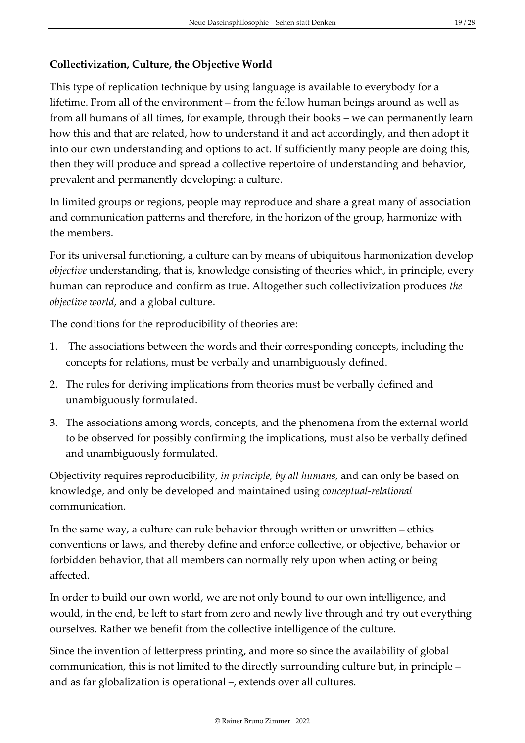**Collectivization, Culture, the Objective World**

This type of replication technique by using language is available to everybody for a lifetime. From all of the environment – from the fellow human beings around as well as from all humans of all times, for example, through their books – we can permanently learn how this and that are related, how to understand it and act accordingly, and then adopt it into our own understanding and options to act. If sufficiently many people are doing this, then they will produce and spread a collective repertoire of understanding and behavior, prevalent and permanently developing: a culture.

In limited groups or regions, people may reproduce and share a great many of association and communication patterns and therefore, in the horizon of the group, harmonize with the members.

For its universal functioning, a culture can by means of ubiquitous harmonization develop *objective* understanding, that is, knowledge consisting of theories which, in principle, every human can reproduce and confirm as true. Altogether such collectivization produces *the objective world*, and a global culture.

The conditions for the reproducibility of theories are:

1. The associations between the words and their corresponding concepts, including the concepts for relations, must be verbally and unambiguously defined.
2. The rules for deriving implications from theories must be verbally defined and unambiguously formulated.
3. The associations among words, concepts, and the phenomena from the external world to be observed for possibly confirming the implications, must also be verbally defined and unambiguously formulated.

Objectivity requires reproducibility, *in principle, by all humans*, and can only be based on knowledge, and only be developed and maintained using *conceptual-relational* communication.

In the same way, a culture can rule behavior through written or unwritten – ethics conventions or laws, and thereby define and enforce collective, or objective, behavior or forbidden behavior, that all members can normally rely upon when acting or being affected.

In order to build our own world, we are not only bound to our own intelligence, and would, in the end, be left to start from zero and newly live through and try out everything ourselves. Rather we benefit from the collective intelligence of the culture.

Since the invention of letterpress printing, and more so since the availability of global communication, this is not limited to the directly surrounding culture but, in principle – and as far globalization is operational –, extends over all cultures.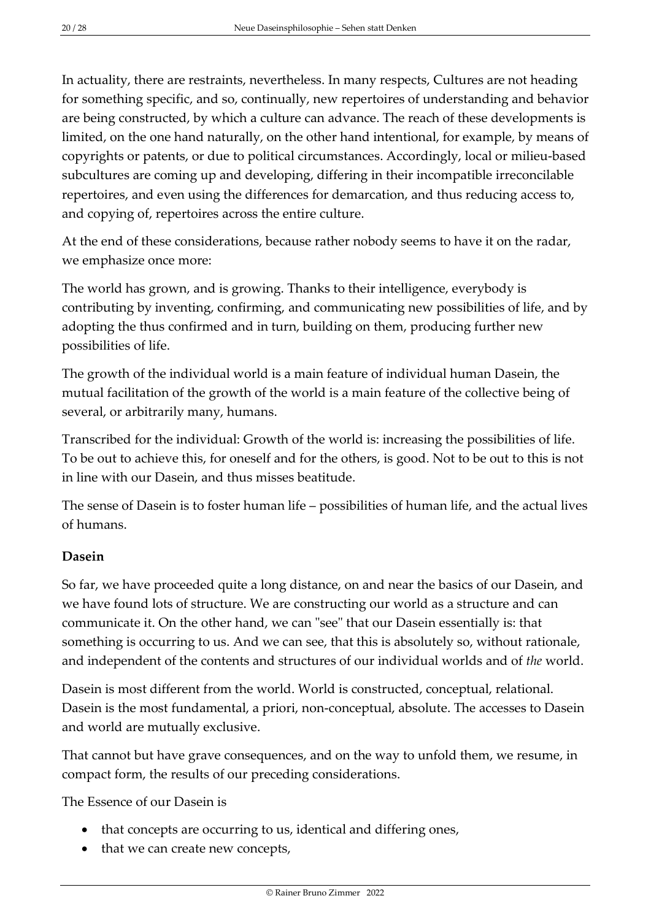In actuality, there are restraints, nevertheless. In many respects, Cultures are not heading for something specific, and so, continually, new repertoires of understanding and behavior are being constructed, by which a culture can advance. The reach of these developments is limited, on the one hand naturally, on the other hand intentional, for example, by means of copyrights or patents, or due to political circumstances. Accordingly, local or milieu-based subcultures are coming up and developing, differing in their incompatible irreconcilable repertoires, and even using the differences for demarcation, and thus reducing access to, and copying of, repertoires across the entire culture.

At the end of these considerations, because rather nobody seems to have it on the radar, we emphasize once more:

The world has grown, and is growing. Thanks to their intelligence, everybody is contributing by inventing, confirming, and communicating new possibilities of life, and by adopting the thus confirmed and in turn, building on them, producing further new possibilities of life.

The growth of the individual world is a main feature of individual human Dasein, the mutual facilitation of the growth of the world is a main feature of the collective being of several, or arbitrarily many, humans.

Transcribed for the individual: Growth of the world is: increasing the possibilities of life. To be out to achieve this, for oneself and for the others, is good. Not to be out to this is not in line with our Dasein, and thus misses beatitude.

The sense of Dasein is to foster human life – possibilities of human life, and the actual lives of humans.

**Dasein**

So far, we have proceeded quite a long distance, on and near the basics of our Dasein, and we have found lots of structure. We are constructing our world as a structure and can communicate it. On the other hand, we can "see" that our Dasein essentially is: that something is occurring to us. And we can see, that this is absolutely so, without rationale, and independent of the contents and structures of our individual worlds and of *the* world.

Dasein is most different from the world. World is constructed, conceptual, relational. Dasein is the most fundamental, a priori, non-conceptual, absolute. The accesses to Dasein and world are mutually exclusive.

That cannot but have grave consequences, and on the way to unfold them, we resume, in compact form, the results of our preceding considerations.

The Essence of our Dasein is

- that concepts are occurring to us, identical and differing ones,
- that we can create new concepts,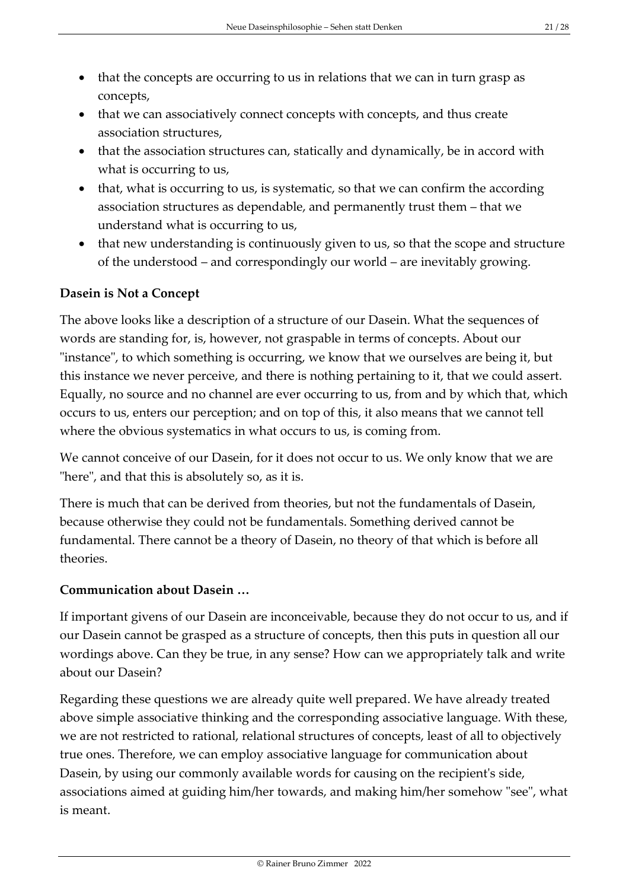- that the concepts are occurring to us in relations that we can in turn grasp as concepts,
- that we can associatively connect concepts with concepts, and thus create association structures,
- that the association structures can, statically and dynamically, be in accord with what is occurring to us,
- that, what is occurring to us, is systematic, so that we can confirm the according association structures as dependable, and permanently trust them – that we understand what is occurring to us,
- that new understanding is continuously given to us, so that the scope and structure of the understood – and correspondingly our world – are inevitably growing.

### Dasein is Not a Concept

The above looks like a description of a structure of our Dasein. What the sequences of words are standing for, is, however, not graspable in terms of concepts. About our "instance", to which something is occurring, we know that we ourselves are being it, but this instance we never perceive, and there is nothing pertaining to it, that we could assert. Equally, no source and no channel are ever occurring to us, from and by which that, which occurs to us, enters our perception; and on top of this, it also means that we cannot tell where the obvious systematics in what occurs to us, is coming from.

We cannot conceive of our Dasein, for it does not occur to us. We only know that we are "here", and that this is absolutely so, as it is.

There is much that can be derived from theories, but not the fundamentals of Dasein, because otherwise they could not be fundamentals. Something derived cannot be fundamental. There cannot be a theory of Dasein, no theory of that which is before all theories.

### Communication about Dasein …

If important givens of our Dasein are inconceivable, because they do not occur to us, and if our Dasein cannot be grasped as a structure of concepts, then this puts in question all our wordings above. Can they be true, in any sense? How can we appropriately talk and write about our Dasein?

Regarding these questions we are already quite well prepared. We have already treated above simple associative thinking and the corresponding associative language. With these, we are not restricted to rational, relational structures of concepts, least of all to objectively true ones. Therefore, we can employ associative language for communication about Dasein, by using our commonly available words for causing on the recipient's side, associations aimed at guiding him/her towards, and making him/her somehow "see", what is meant.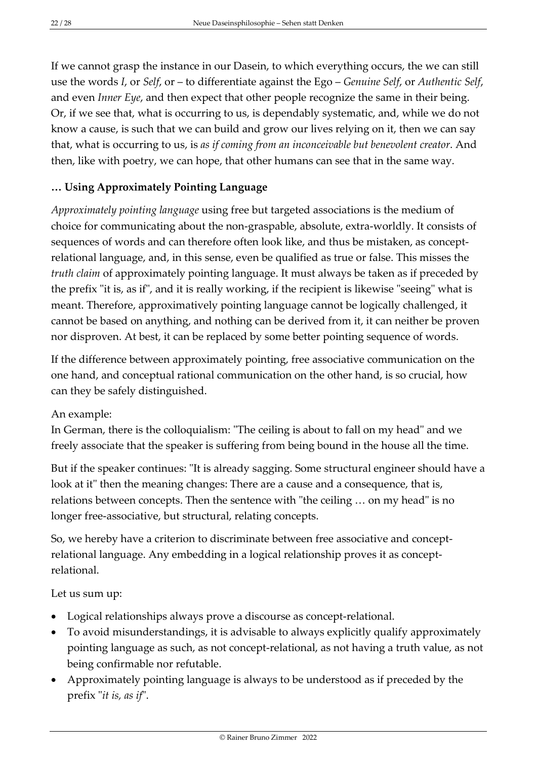If we cannot grasp the instance in our Dasein, to which everything occurs, the we can still use the words *I*, or *Self*, or – to differentiate against the Ego – *Genuine Self*, or *Authentic Self*, and even *Inner Eye*, and then expect that other people recognize the same in their being. Or, if we see that, what is occurring to us, is dependably systematic, and, while we do not know a cause, is such that we can build and grow our lives relying on it, then we can say that, what is occurring to us, is *as if coming from an inconceivable but benevolent creator*. And then, like with poetry, we can hope, that other humans can see that in the same way.

### … Using Approximately Pointing Language

*Approximately pointing language* using free but targeted associations is the medium of choice for communicating about the non-graspable, absolute, extra-worldly. It consists of sequences of words and can therefore often look like, and thus be mistaken, as concept-relational language, and, in this sense, even be qualified as true or false. This misses the *truth claim* of approximately pointing language. It must always be taken as if preceded by the prefix "it is, as if", and it is really working, if the recipient is likewise "seeing" what is meant. Therefore, approximatively pointing language cannot be logically challenged, it cannot be based on anything, and nothing can be derived from it, it can neither be proven nor disproven. At best, it can be replaced by some better pointing sequence of words.

If the difference between approximately pointing, free associative communication on the one hand, and conceptual rational communication on the other hand, is so crucial, how can they be safely distinguished.

An example:
In German, there is the colloquialism: "The ceiling is about to fall on my head" and we freely associate that the speaker is suffering from being bound in the house all the time.

But if the speaker continues: "It is already sagging. Some structural engineer should have a look at it" then the meaning changes: There are a cause and a consequence, that is, relations between concepts. Then the sentence with "the ceiling … on my head" is no longer free-associative, but structural, relating concepts.

So, we hereby have a criterion to discriminate between free associative and concept-relational language. Any embedding in a logical relationship proves it as concept-relational.

Let us sum up:

- Logical relationships always prove a discourse as concept-relational.
- To avoid misunderstandings, it is advisable to always explicitly qualify approximately pointing language as such, as not concept-relational, as not having a truth value, as not being confirmable nor refutable.
- Approximately pointing language is always to be understood as if preceded by the prefix "*it is, as if*".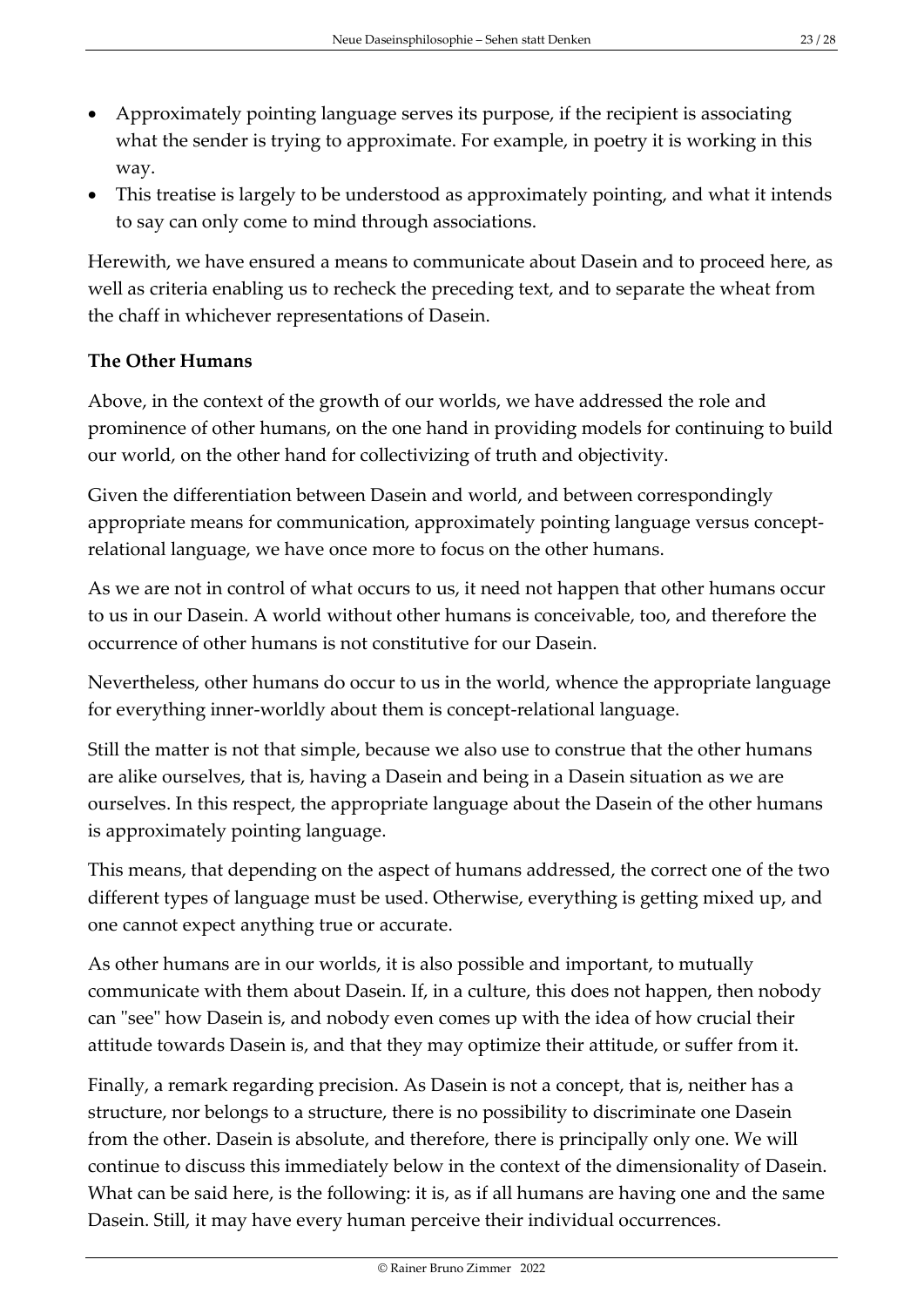- Approximately pointing language serves its purpose, if the recipient is associating what the sender is trying to approximate. For example, in poetry it is working in this way.
- This treatise is largely to be understood as approximately pointing, and what it intends to say can only come to mind through associations.

Herewith, we have ensured a means to communicate about Dasein and to proceed here, as well as criteria enabling us to recheck the preceding text, and to separate the wheat from the chaff in whichever representations of Dasein.

**The Other Humans**

Above, in the context of the growth of our worlds, we have addressed the role and prominence of other humans, on the one hand in providing models for continuing to build our world, on the other hand for collectivizing of truth and objectivity.

Given the differentiation between Dasein and world, and between correspondingly appropriate means for communication, approximately pointing language versus concept-relational language, we have once more to focus on the other humans.

As we are not in control of what occurs to us, it need not happen that other humans occur to us in our Dasein. A world without other humans is conceivable, too, and therefore the occurrence of other humans is not constitutive for our Dasein.

Nevertheless, other humans do occur to us in the world, whence the appropriate language for everything inner-worldly about them is concept-relational language.

Still the matter is not that simple, because we also use to construe that the other humans are alike ourselves, that is, having a Dasein and being in a Dasein situation as we are ourselves. In this respect, the appropriate language about the Dasein of the other humans is approximately pointing language.

This means, that depending on the aspect of humans addressed, the correct one of the two different types of language must be used. Otherwise, everything is getting mixed up, and one cannot expect anything true or accurate.

As other humans are in our worlds, it is also possible and important, to mutually communicate with them about Dasein. If, in a culture, this does not happen, then nobody can "see" how Dasein is, and nobody even comes up with the idea of how crucial their attitude towards Dasein is, and that they may optimize their attitude, or suffer from it.

Finally, a remark regarding precision. As Dasein is not a concept, that is, neither has a structure, nor belongs to a structure, there is no possibility to discriminate one Dasein from the other. Dasein is absolute, and therefore, there is principally only one. We will continue to discuss this immediately below in the context of the dimensionality of Dasein. What can be said here, is the following: it is, as if all humans are having one and the same Dasein. Still, it may have every human perceive their individual occurrences.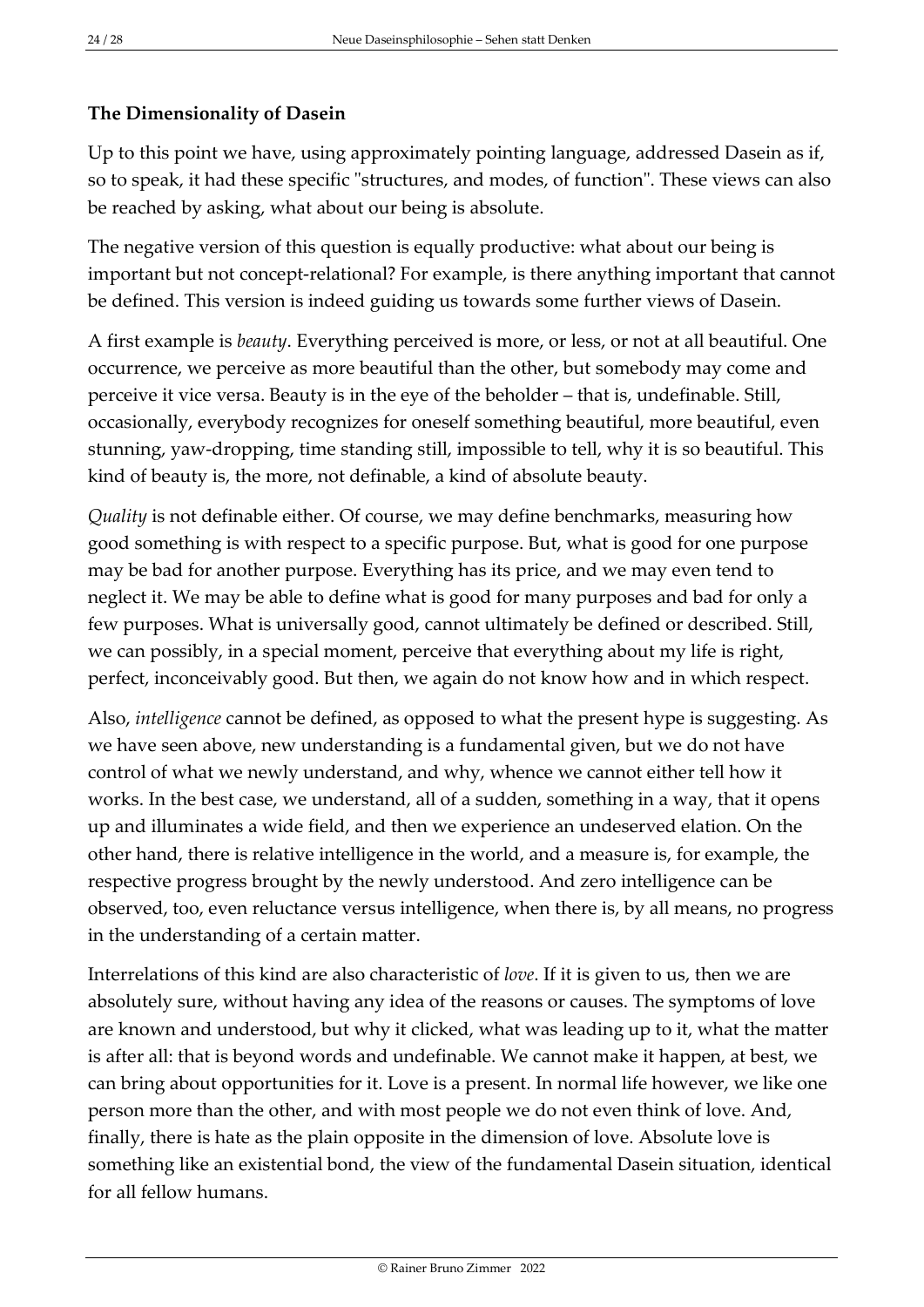**The Dimensionality of Dasein**

Up to this point we have, using approximately pointing language, addressed Dasein as if, so to speak, it had these specific "structures, and modes, of function". These views can also be reached by asking, what about our being is absolute.

The negative version of this question is equally productive: what about our being is important but not concept-relational? For example, is there anything important that cannot be defined. This version is indeed guiding us towards some further views of Dasein.

A first example is *beauty*. Everything perceived is more, or less, or not at all beautiful. One occurrence, we perceive as more beautiful than the other, but somebody may come and perceive it vice versa. Beauty is in the eye of the beholder – that is, undefinable. Still, occasionally, everybody recognizes for oneself something beautiful, more beautiful, even stunning, yaw-dropping, time standing still, impossible to tell, why it is so beautiful. This kind of beauty is, the more, not definable, a kind of absolute beauty.

*Quality* is not definable either. Of course, we may define benchmarks, measuring how good something is with respect to a specific purpose. But, what is good for one purpose may be bad for another purpose. Everything has its price, and we may even tend to neglect it. We may be able to define what is good for many purposes and bad for only a few purposes. What is universally good, cannot ultimately be defined or described. Still, we can possibly, in a special moment, perceive that everything about my life is right, perfect, inconceivably good. But then, we again do not know how and in which respect.

Also, *intelligence* cannot be defined, as opposed to what the present hype is suggesting. As we have seen above, new understanding is a fundamental given, but we do not have control of what we newly understand, and why, whence we cannot either tell how it works. In the best case, we understand, all of a sudden, something in a way, that it opens up and illuminates a wide field, and then we experience an undeserved elation. On the other hand, there is relative intelligence in the world, and a measure is, for example, the respective progress brought by the newly understood. And zero intelligence can be observed, too, even reluctance versus intelligence, when there is, by all means, no progress in the understanding of a certain matter.

Interrelations of this kind are also characteristic of *love*. If it is given to us, then we are absolutely sure, without having any idea of the reasons or causes. The symptoms of love are known and understood, but why it clicked, what was leading up to it, what the matter is after all: that is beyond words and undefinable. We cannot make it happen, at best, we can bring about opportunities for it. Love is a present. In normal life however, we like one person more than the other, and with most people we do not even think of love. And, finally, there is hate as the plain opposite in the dimension of love. Absolute love is something like an existential bond, the view of the fundamental Dasein situation, identical for all fellow humans.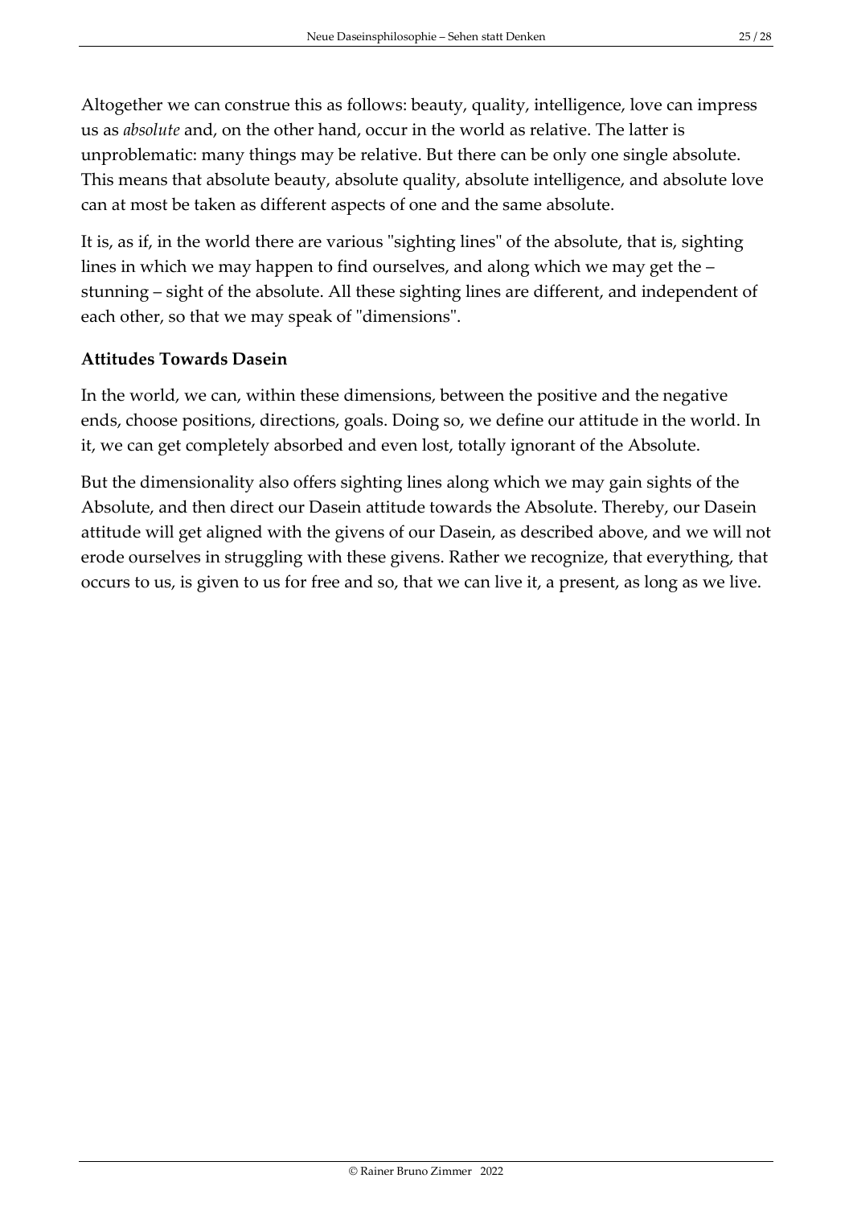Altogether we can construe this as follows: beauty, quality, intelligence, love can impress us as *absolute* and, on the other hand, occur in the world as relative. The latter is unproblematic: many things may be relative. But there can be only one single absolute. This means that absolute beauty, absolute quality, absolute intelligence, and absolute love can at most be taken as different aspects of one and the same absolute.

It is, as if, in the world there are various "sighting lines" of the absolute, that is, sighting lines in which we may happen to find ourselves, and along which we may get the – stunning – sight of the absolute. All these sighting lines are different, and independent of each other, so that we may speak of "dimensions".

### Attitudes Towards Dasein

In the world, we can, within these dimensions, between the positive and the negative ends, choose positions, directions, goals. Doing so, we define our attitude in the world. In it, we can get completely absorbed and even lost, totally ignorant of the Absolute.

But the dimensionality also offers sighting lines along which we may gain sights of the Absolute, and then direct our Dasein attitude towards the Absolute. Thereby, our Dasein attitude will get aligned with the givens of our Dasein, as described above, and we will not erode ourselves in struggling with these givens. Rather we recognize, that everything, that occurs to us, is given to us for free and so, that we can live it, a present, as long as we live.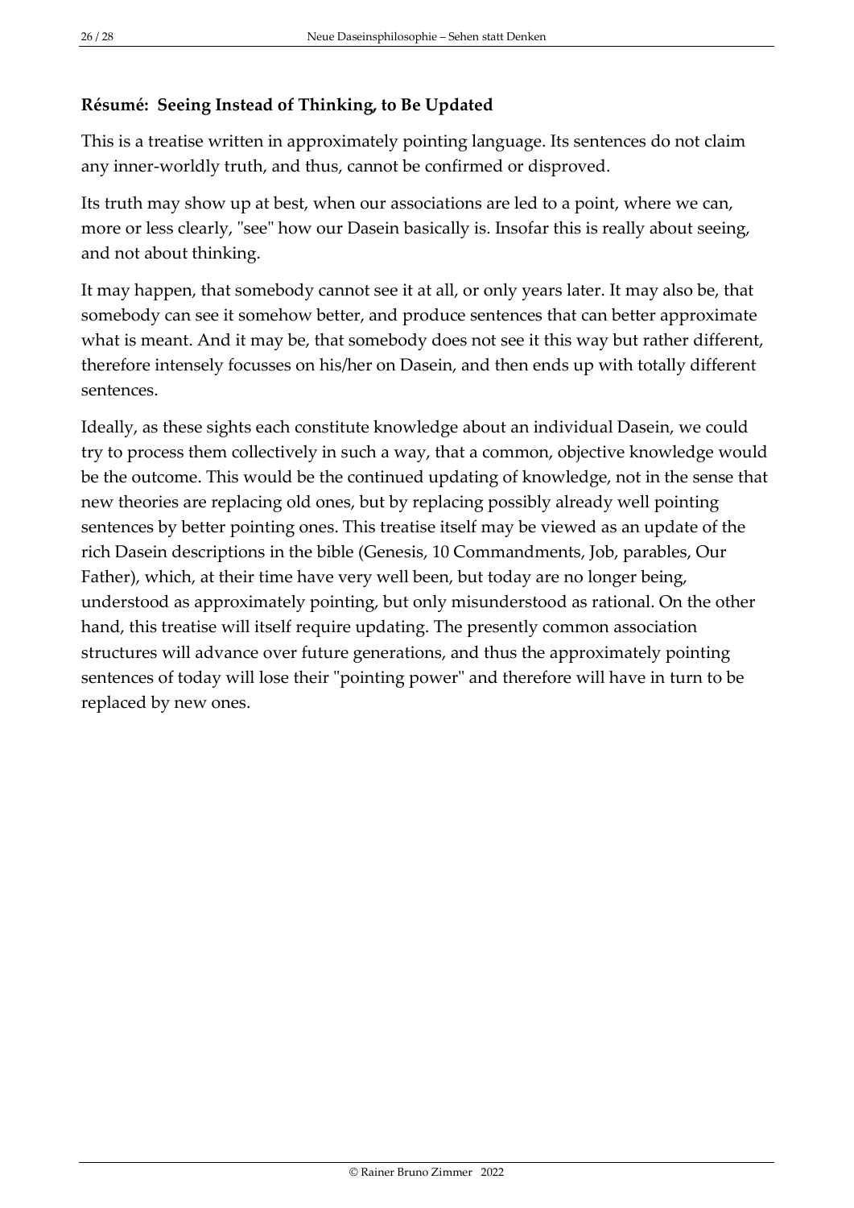**Résumé: Seeing Instead of Thinking, to Be Updated**

This is a treatise written in approximately pointing language. Its sentences do not claim any inner-worldly truth, and thus, cannot be confirmed or disproved.

Its truth may show up at best, when our associations are led to a point, where we can, more or less clearly, "see" how our Dasein basically is. Insofar this is really about seeing, and not about thinking.

It may happen, that somebody cannot see it at all, or only years later. It may also be, that somebody can see it somehow better, and produce sentences that can better approximate what is meant. And it may be, that somebody does not see it this way but rather different, therefore intensely focusses on his/her on Dasein, and then ends up with totally different sentences.

Ideally, as these sights each constitute knowledge about an individual Dasein, we could try to process them collectively in such a way, that a common, objective knowledge would be the outcome. This would be the continued updating of knowledge, not in the sense that new theories are replacing old ones, but by replacing possibly already well pointing sentences by better pointing ones. This treatise itself may be viewed as an update of the rich Dasein descriptions in the bible (Genesis, 10 Commandments, Job, parables, Our Father), which, at their time have very well been, but today are no longer being, understood as approximately pointing, but only misunderstood as rational. On the other hand, this treatise will itself require updating. The presently common association structures will advance over future generations, and thus the approximately pointing sentences of today will lose their "pointing power" and therefore will have in turn to be replaced by new ones.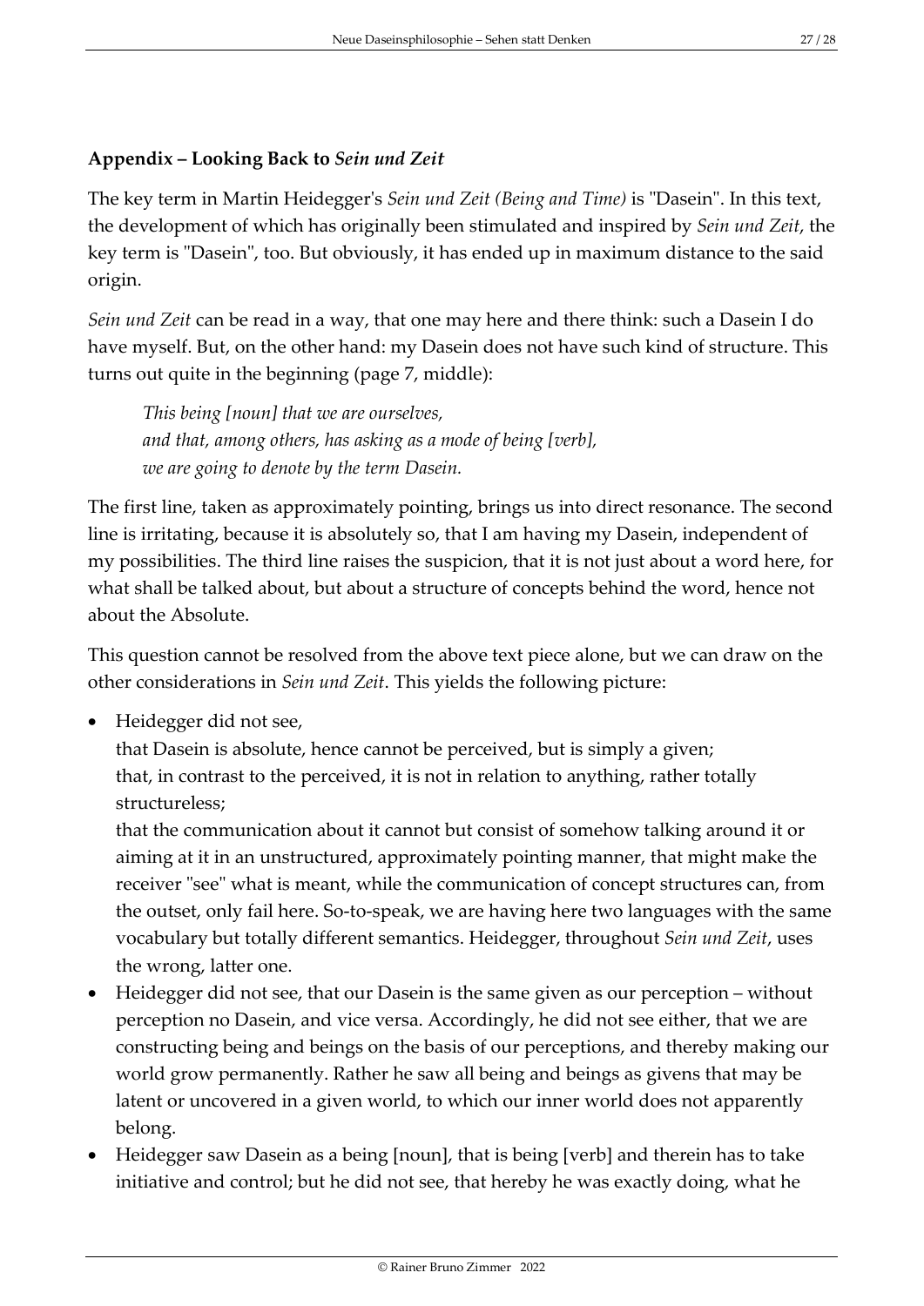### Appendix – Looking Back to *Sein und Zeit*

The key term in Martin Heidegger's *Sein und Zeit (Being and Time)* is "Dasein". In this text, the development of which has originally been stimulated and inspired by *Sein und Zeit*, the key term is "Dasein", too. But obviously, it has ended up in maximum distance to the said origin.

*Sein und Zeit* can be read in a way, that one may here and there think: such a Dasein I do have myself. But, on the other hand: my Dasein does not have such kind of structure. This turns out quite in the beginning (page 7, middle):

> *This being [noun] that we are ourselves,*
> *and that, among others, has asking as a mode of being [verb],*
> *we are going to denote by the term Dasein.*

The first line, taken as approximately pointing, brings us into direct resonance. The second line is irritating, because it is absolutely so, that I am having my Dasein, independent of my possibilities. The third line raises the suspicion, that it is not just about a word here, for what shall be talked about, but about a structure of concepts behind the word, hence not about the Absolute.

This question cannot be resolved from the above text piece alone, but we can draw on the other considerations in *Sein und Zeit*. This yields the following picture:

- Heidegger did not see,
  that Dasein is absolute, hence cannot be perceived, but is simply a given;
  that, in contrast to the perceived, it is not in relation to anything, rather totally structureless;
  that the communication about it cannot but consist of somehow talking around it or aiming at it in an unstructured, approximately pointing manner, that might make the receiver "see" what is meant, while the communication of concept structures can, from the outset, only fail here. So-to-speak, we are having here two languages with the same vocabulary but totally different semantics. Heidegger, throughout *Sein und Zeit*, uses the wrong, latter one.
- Heidegger did not see, that our Dasein is the same given as our perception – without perception no Dasein, and vice versa. Accordingly, he did not see either, that we are constructing being and beings on the basis of our perceptions, and thereby making our world grow permanently. Rather he saw all being and beings as givens that may be latent or uncovered in a given world, to which our inner world does not apparently belong.
- Heidegger saw Dasein as a being [noun], that is being [verb] and therein has to take initiative and control; but he did not see, that hereby he was exactly doing, what he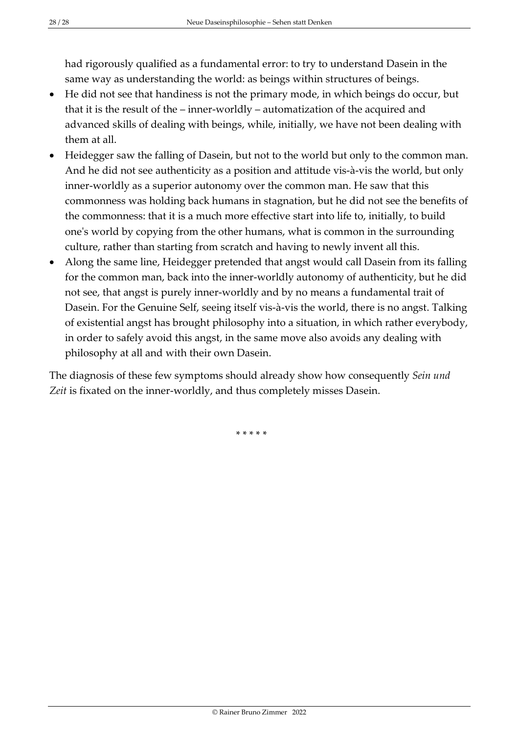had rigorously qualified as a fundamental error: to try to understand Dasein in the same way as understanding the world: as beings within structures of beings.

- He did not see that handiness is not the primary mode, in which beings do occur, but that it is the result of the – inner-worldly – automatization of the acquired and advanced skills of dealing with beings, while, initially, we have not been dealing with them at all.
- Heidegger saw the falling of Dasein, but not to the world but only to the common man. And he did not see authenticity as a position and attitude vis-à-vis the world, but only inner-worldly as a superior autonomy over the common man. He saw that this commonness was holding back humans in stagnation, but he did not see the benefits of the commonness: that it is a much more effective start into life to, initially, to build one's world by copying from the other humans, what is common in the surrounding culture, rather than starting from scratch and having to newly invent all this.
- Along the same line, Heidegger pretended that angst would call Dasein from its falling for the common man, back into the inner-worldly autonomy of authenticity, but he did not see, that angst is purely inner-worldly and by no means a fundamental trait of Dasein. For the Genuine Self, seeing itself vis-à-vis the world, there is no angst. Talking of existential angst has brought philosophy into a situation, in which rather everybody, in order to safely avoid this angst, in the same move also avoids any dealing with philosophy at all and with their own Dasein.

The diagnosis of these few symptoms should already show how consequently *Sein und Zeit* is fixated on the inner-worldly, and thus completely misses Dasein.

\* \* \* \* \*